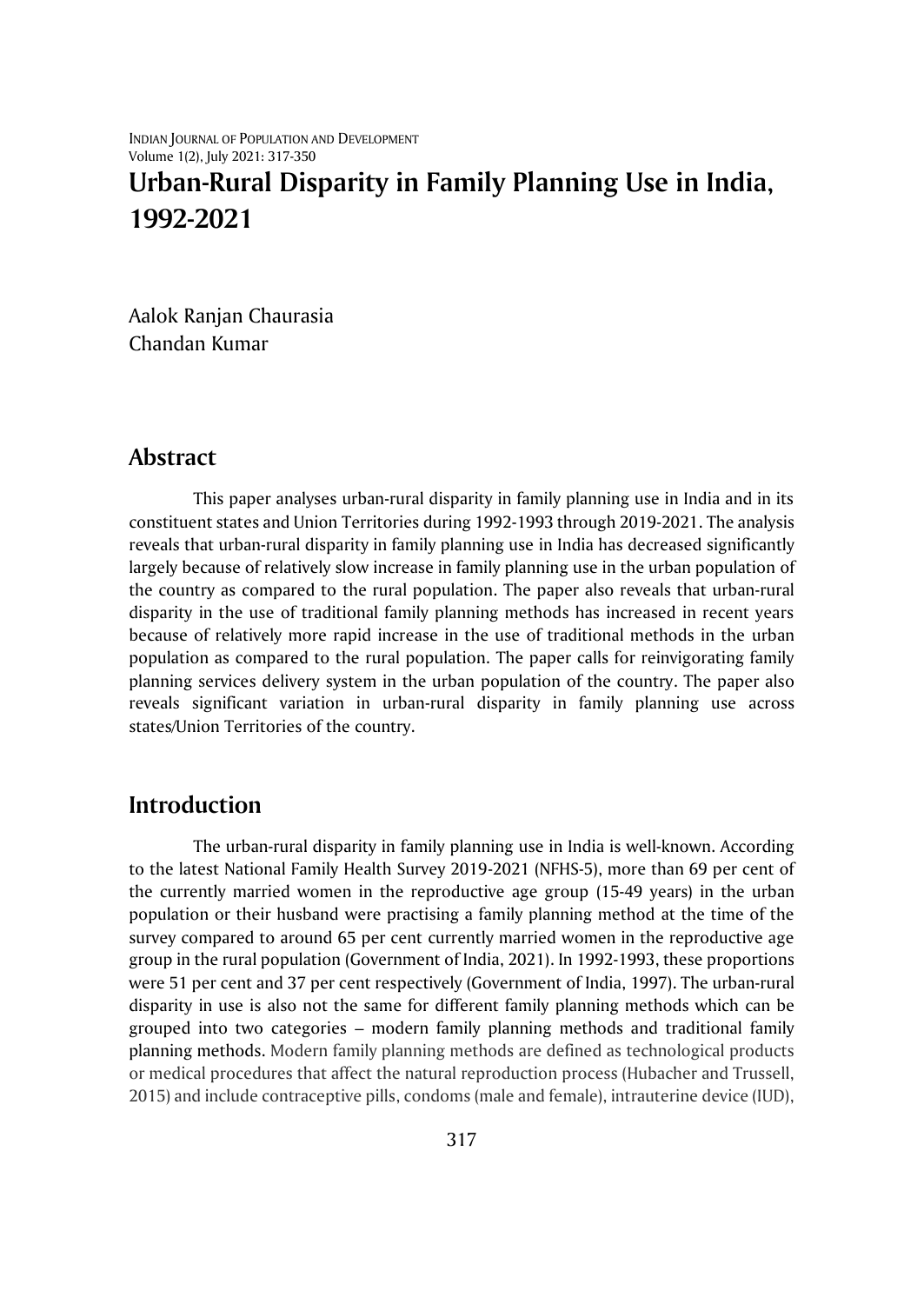# Urban-Rural Disparity in Family Planning Use in India, 1992-2021

Aalok Ranjan Chaurasia
Chandan Kumar

## Abstract

This paper analyses urban-rural disparity in family planning use in India and in its constituent states and Union Territories during 1992-1993 through 2019-2021. The analysis reveals that urban-rural disparity in family planning use in India has decreased significantly largely because of relatively slow increase in family planning use in the urban population of the country as compared to the rural population. The paper also reveals that urban-rural disparity in the use of traditional family planning methods has increased in recent years because of relatively more rapid increase in the use of traditional methods in the urban population as compared to the rural population. The paper calls for reinvigorating family planning services delivery system in the urban population of the country. The paper also reveals significant variation in urban-rural disparity in family planning use across states/Union Territories of the country.

## Introduction

The urban-rural disparity in family planning use in India is well-known. According to the latest National Family Health Survey 2019-2021 (NFHS-5), more than 69 per cent of the currently married women in the reproductive age group (15-49 years) in the urban population or their husband were practising a family planning method at the time of the survey compared to around 65 per cent currently married women in the reproductive age group in the rural population (Government of India, 2021). In 1992-1993, these proportions were 51 per cent and 37 per cent respectively (Government of India, 1997). The urban-rural disparity in use is also not the same for different family planning methods which can be grouped into two categories – modern family planning methods and traditional family planning methods. Modern family planning methods are defined as technological products or medical procedures that affect the natural reproduction process (Hubacher and Trussell, 2015) and include contraceptive pills, condoms (male and female), intrauterine device (IUD),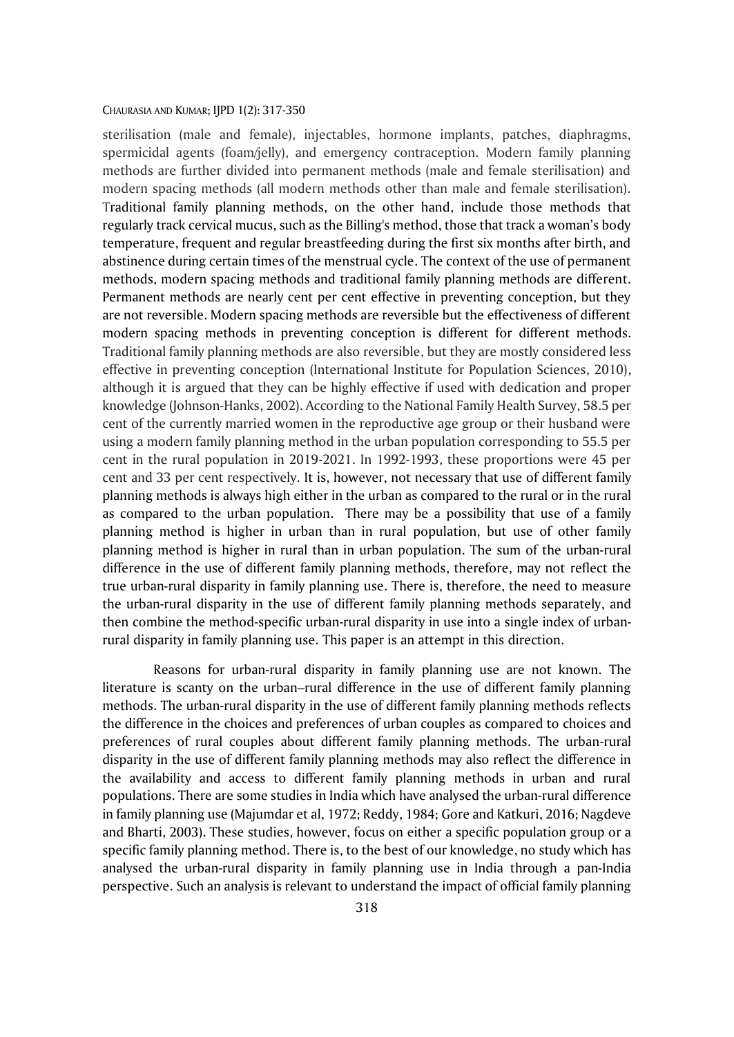sterilisation (male and female), injectables, hormone implants, patches, diaphragms, spermicidal agents (foam/jelly), and emergency contraception. Modern family planning methods are further divided into permanent methods (male and female sterilisation) and modern spacing methods (all modern methods other than male and female sterilisation). Traditional family planning methods, on the other hand, include those methods that regularly track cervical mucus, such as the Billing's method, those that track a woman's body temperature, frequent and regular breastfeeding during the first six months after birth, and abstinence during certain times of the menstrual cycle. The context of the use of permanent methods, modern spacing methods and traditional family planning methods are different. Permanent methods are nearly cent per cent effective in preventing conception, but they are not reversible. Modern spacing methods are reversible but the effectiveness of different modern spacing methods in preventing conception is different for different methods. Traditional family planning methods are also reversible, but they are mostly considered less effective in preventing conception (International Institute for Population Sciences, 2010), although it is argued that they can be highly effective if used with dedication and proper knowledge (Johnson-Hanks, 2002). According to the National Family Health Survey, 58.5 per cent of the currently married women in the reproductive age group or their husband were using a modern family planning method in the urban population corresponding to 55.5 per cent in the rural population in 2019-2021. In 1992-1993, these proportions were 45 per cent and 33 per cent respectively. It is, however, not necessary that use of different family planning methods is always high either in the urban as compared to the rural or in the rural as compared to the urban population. There may be a possibility that use of a family planning method is higher in urban than in rural population, but use of other family planning method is higher in rural than in urban population. The sum of the urban-rural difference in the use of different family planning methods, therefore, may not reflect the true urban-rural disparity in family planning use. There is, therefore, the need to measure the urban-rural disparity in the use of different family planning methods separately, and then combine the method-specific urban-rural disparity in use into a single index of urban-rural disparity in family planning use. This paper is an attempt in this direction.

Reasons for urban-rural disparity in family planning use are not known. The literature is scanty on the urban–rural difference in the use of different family planning methods. The urban-rural disparity in the use of different family planning methods reflects the difference in the choices and preferences of urban couples as compared to choices and preferences of rural couples about different family planning methods. The urban-rural disparity in the use of different family planning methods may also reflect the difference in the availability and access to different family planning methods in urban and rural populations. There are some studies in India which have analysed the urban-rural difference in family planning use (Majumdar et al, 1972; Reddy, 1984; Gore and Katkuri, 2016; Nagdeve and Bharti, 2003). These studies, however, focus on either a specific population group or a specific family planning method. There is, to the best of our knowledge, no study which has analysed the urban-rural disparity in family planning use in India through a pan-India perspective. Such an analysis is relevant to understand the impact of official family planning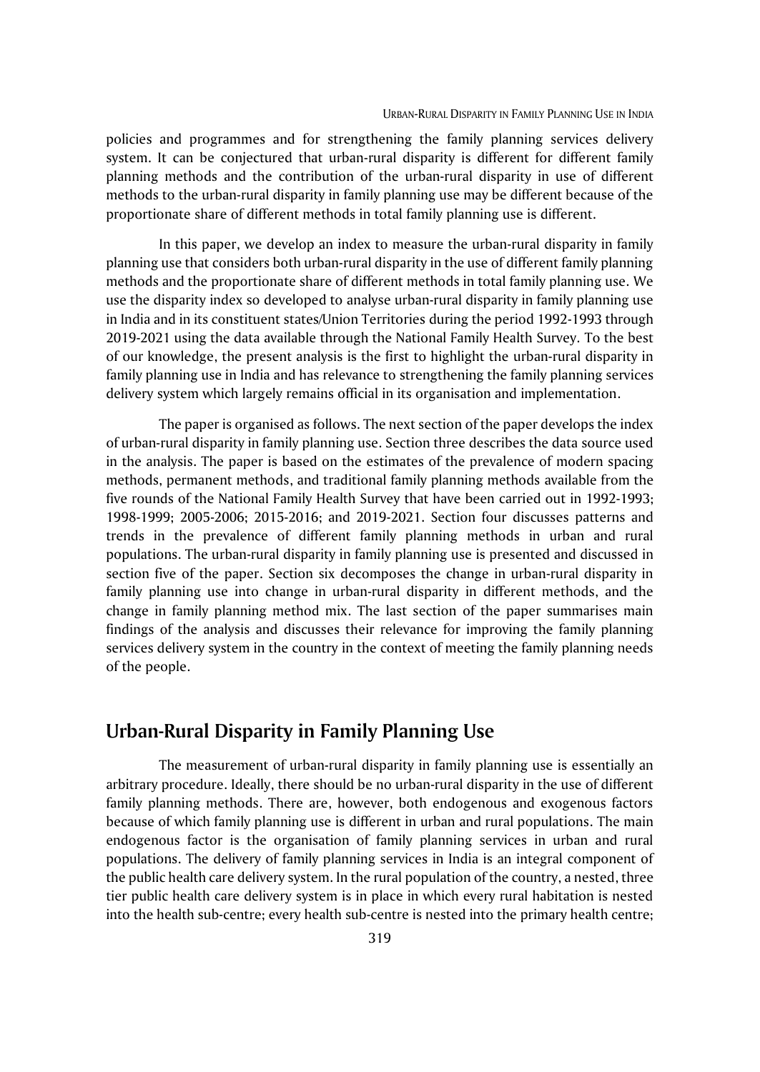policies and programmes and for strengthening the family planning services delivery system. It can be conjectured that urban-rural disparity is different for different family planning methods and the contribution of the urban-rural disparity in use of different methods to the urban-rural disparity in family planning use may be different because of the proportionate share of different methods in total family planning use is different.

In this paper, we develop an index to measure the urban-rural disparity in family planning use that considers both urban-rural disparity in the use of different family planning methods and the proportionate share of different methods in total family planning use. We use the disparity index so developed to analyse urban-rural disparity in family planning use in India and in its constituent states/Union Territories during the period 1992-1993 through 2019-2021 using the data available through the National Family Health Survey. To the best of our knowledge, the present analysis is the first to highlight the urban-rural disparity in family planning use in India and has relevance to strengthening the family planning services delivery system which largely remains official in its organisation and implementation.

The paper is organised as follows. The next section of the paper develops the index of urban-rural disparity in family planning use. Section three describes the data source used in the analysis. The paper is based on the estimates of the prevalence of modern spacing methods, permanent methods, and traditional family planning methods available from the five rounds of the National Family Health Survey that have been carried out in 1992-1993; 1998-1999; 2005-2006; 2015-2016; and 2019-2021. Section four discusses patterns and trends in the prevalence of different family planning methods in urban and rural populations. The urban-rural disparity in family planning use is presented and discussed in section five of the paper. Section six decomposes the change in urban-rural disparity in family planning use into change in urban-rural disparity in different methods, and the change in family planning method mix. The last section of the paper summarises main findings of the analysis and discusses their relevance for improving the family planning services delivery system in the country in the context of meeting the family planning needs of the people.

## Urban-Rural Disparity in Family Planning Use

The measurement of urban-rural disparity in family planning use is essentially an arbitrary procedure. Ideally, there should be no urban-rural disparity in the use of different family planning methods. There are, however, both endogenous and exogenous factors because of which family planning use is different in urban and rural populations. The main endogenous factor is the organisation of family planning services in urban and rural populations. The delivery of family planning services in India is an integral component of the public health care delivery system. In the rural population of the country, a nested, three tier public health care delivery system is in place in which every rural habitation is nested into the health sub-centre; every health sub-centre is nested into the primary health centre;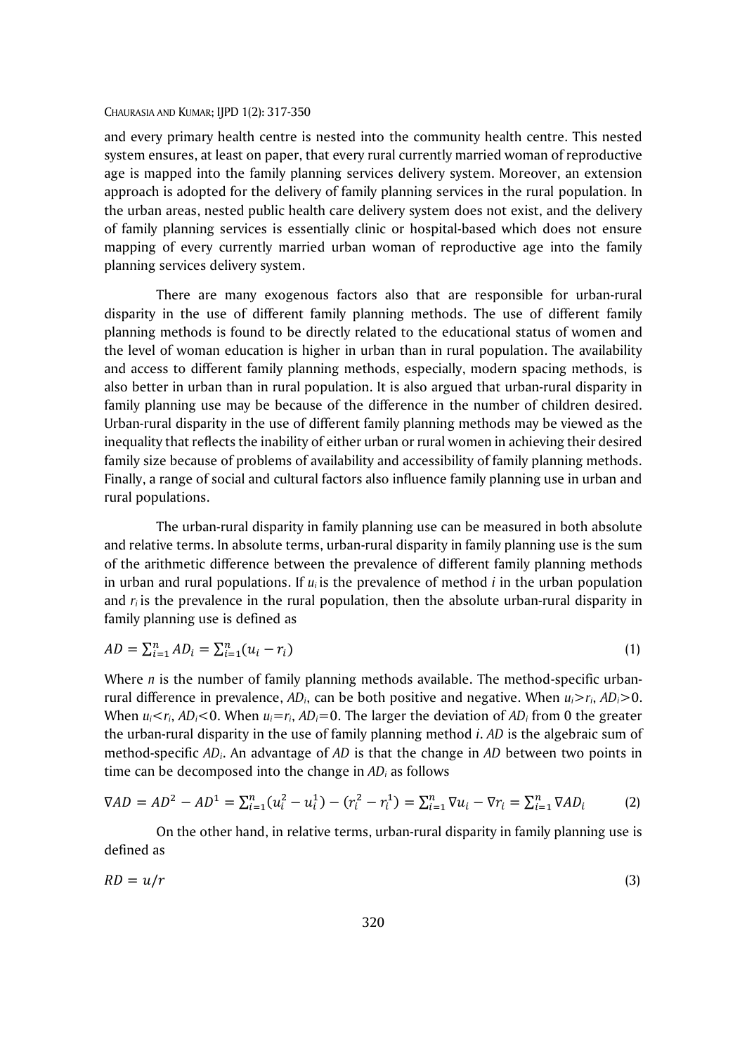and every primary health centre is nested into the community health centre. This nested system ensures, at least on paper, that every rural currently married woman of reproductive age is mapped into the family planning services delivery system. Moreover, an extension approach is adopted for the delivery of family planning services in the rural population. In the urban areas, nested public health care delivery system does not exist, and the delivery of family planning services is essentially clinic or hospital-based which does not ensure mapping of every currently married urban woman of reproductive age into the family planning services delivery system.

There are many exogenous factors also that are responsible for urban-rural disparity in the use of different family planning methods. The use of different family planning methods is found to be directly related to the educational status of women and the level of woman education is higher in urban than in rural population. The availability and access to different family planning methods, especially, modern spacing methods, is also better in urban than in rural population. It is also argued that urban-rural disparity in family planning use may be because of the difference in the number of children desired. Urban-rural disparity in the use of different family planning methods may be viewed as the inequality that reflects the inability of either urban or rural women in achieving their desired family size because of problems of availability and accessibility of family planning methods. Finally, a range of social and cultural factors also influence family planning use in urban and rural populations.

The urban-rural disparity in family planning use can be measured in both absolute and relative terms. In absolute terms, urban-rural disparity in family planning use is the sum of the arithmetic difference between the prevalence of different family planning methods in urban and rural populations. If $u_i$ is the prevalence of method $i$ in the urban population and $r_i$ is the prevalence in the rural population, then the absolute urban-rural disparity in family planning use is defined as

$$AD = \sum_{i=1}^{n} AD_i = \sum_{i=1}^{n}(u_i - r_i) \tag{1}$$

Where $n$ is the number of family planning methods available. The method-specific urban-rural difference in prevalence, $AD_i$, can be both positive and negative. When $u_i > r_i$, $AD_i > 0$. When $u_i < r_i$, $AD_i < 0$. When $u_i = r_i$, $AD_i = 0$. The larger the deviation of $AD_i$ from 0 the greater the urban-rural disparity in the use of family planning method $i$. $AD$ is the algebraic sum of method-specific $AD_i$. An advantage of $AD$ is that the change in $AD$ between two points in time can be decomposed into the change in $AD_i$ as follows

$$\nabla AD = AD^2 - AD^1 = \sum_{i=1}^{n}(u_i^2 - u_i^1) - (r_i^2 - r_i^1) = \sum_{i=1}^{n} \nabla u_i - \nabla r_i = \sum_{i=1}^{n} \nabla AD_i \tag{2}$$

On the other hand, in relative terms, urban-rural disparity in family planning use is defined as

$$RD = u/r \tag{3}$$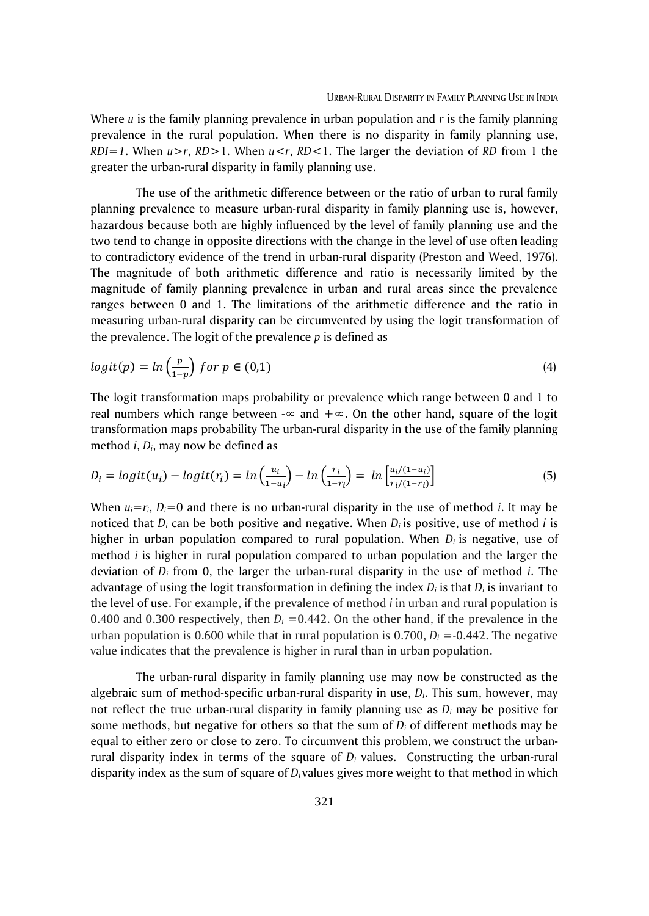Where $u$ is the family planning prevalence in urban population and $r$ is the family planning prevalence in the rural population. When there is no disparity in family planning use, $RDI=1$. When $u>r$, $RD>1$. When $u<r$, $RD<1$. The larger the deviation of $RD$ from 1 the greater the urban-rural disparity in family planning use.

The use of the arithmetic difference between or the ratio of urban to rural family planning prevalence to measure urban-rural disparity in family planning use is, however, hazardous because both are highly influenced by the level of family planning use and the two tend to change in opposite directions with the change in the level of use often leading to contradictory evidence of the trend in urban-rural disparity (Preston and Weed, 1976). The magnitude of both arithmetic difference and ratio is necessarily limited by the magnitude of family planning prevalence in urban and rural areas since the prevalence ranges between 0 and 1. The limitations of the arithmetic difference and the ratio in measuring urban-rural disparity can be circumvented by using the logit transformation of the prevalence. The logit of the prevalence $p$ is defined as

$$logit(p) = ln\left(\frac{p}{1-p}\right)\ for\ p \in (0,1) \tag{4}$$

The logit transformation maps probability or prevalence which range between 0 and 1 to real numbers which range between $-\infty$ and $+\infty$. On the other hand, square of the logit transformation maps probability The urban-rural disparity in the use of the family planning method $i$, $D_i$, may now be defined as

$$D_i = logit(u_i) - logit(r_i) = ln\left(\frac{u_i}{1-u_i}\right) - ln\left(\frac{r_i}{1-r_i}\right) = \ ln\left[\frac{u_i/(1-u_i)}{r_i/(1-r_i)}\right] \tag{5}$$

When $u_i=r_i$, $D_i=0$ and there is no urban-rural disparity in the use of method $i$. It may be noticed that $D_i$ can be both positive and negative. When $D_i$ is positive, use of method $i$ is higher in urban population compared to rural population. When $D_i$ is negative, use of method $i$ is higher in rural population compared to urban population and the larger the deviation of $D_i$ from 0, the larger the urban-rural disparity in the use of method $i$. The advantage of using the logit transformation in defining the index $D_i$ is that $D_i$ is invariant to the level of use. For example, if the prevalence of method $i$ in urban and rural population is 0.400 and 0.300 respectively, then $D_i = 0.442$. On the other hand, if the prevalence in the urban population is 0.600 while that in rural population is 0.700, $D_i = -0.442$. The negative value indicates that the prevalence is higher in rural than in urban population.

The urban-rural disparity in family planning use may now be constructed as the algebraic sum of method-specific urban-rural disparity in use, $D_i$. This sum, however, may not reflect the true urban-rural disparity in family planning use as $D_i$ may be positive for some methods, but negative for others so that the sum of $D_i$ of different methods may be equal to either zero or close to zero. To circumvent this problem, we construct the urban-rural disparity index in terms of the square of $D_i$ values. Constructing the urban-rural disparity index as the sum of square of $D_i$ values gives more weight to that method in which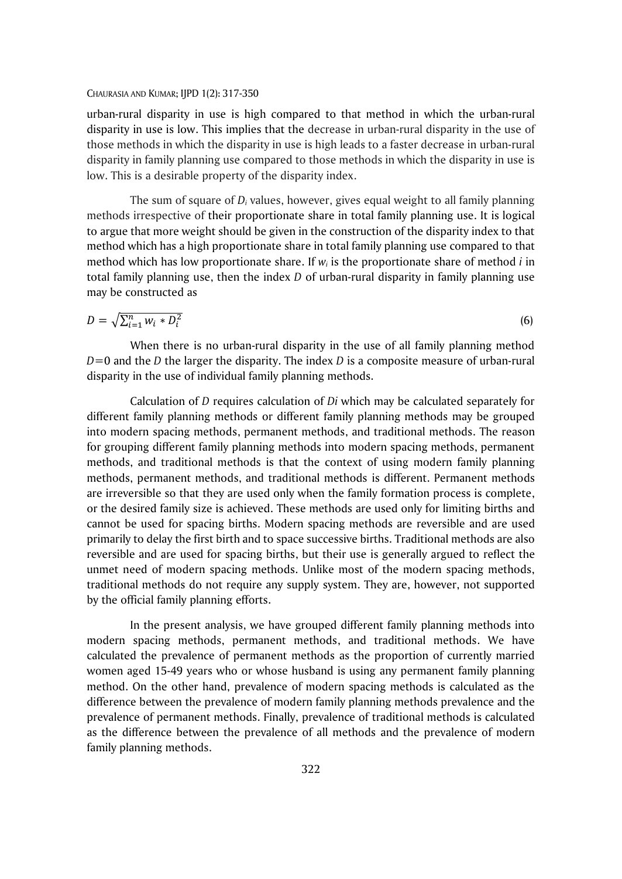urban-rural disparity in use is high compared to that method in which the urban-rural disparity in use is low. This implies that the decrease in urban-rural disparity in the use of those methods in which the disparity in use is high leads to a faster decrease in urban-rural disparity in family planning use compared to those methods in which the disparity in use is low. This is a desirable property of the disparity index.

The sum of square of $D_i$ values, however, gives equal weight to all family planning methods irrespective of their proportionate share in total family planning use. It is logical to argue that more weight should be given in the construction of the disparity index to that method which has a high proportionate share in total family planning use compared to that method which has low proportionate share. If $w_i$ is the proportionate share of method *i* in total family planning use, then the index *D* of urban-rural disparity in family planning use may be constructed as

$$D = \sqrt{\sum_{i=1}^{n} w_i * D_i^2} \tag{6}$$

When there is no urban-rural disparity in the use of all family planning method $D=0$ and the *D* the larger the disparity. The index *D* is a composite measure of urban-rural disparity in the use of individual family planning methods.

Calculation of *D* requires calculation of *Di* which may be calculated separately for different family planning methods or different family planning methods may be grouped into modern spacing methods, permanent methods, and traditional methods. The reason for grouping different family planning methods into modern spacing methods, permanent methods, and traditional methods is that the context of using modern family planning methods, permanent methods, and traditional methods is different. Permanent methods are irreversible so that they are used only when the family formation process is complete, or the desired family size is achieved. These methods are used only for limiting births and cannot be used for spacing births. Modern spacing methods are reversible and are used primarily to delay the first birth and to space successive births. Traditional methods are also reversible and are used for spacing births, but their use is generally argued to reflect the unmet need of modern spacing methods. Unlike most of the modern spacing methods, traditional methods do not require any supply system. They are, however, not supported by the official family planning efforts.

In the present analysis, we have grouped different family planning methods into modern spacing methods, permanent methods, and traditional methods. We have calculated the prevalence of permanent methods as the proportion of currently married women aged 15-49 years who or whose husband is using any permanent family planning method. On the other hand, prevalence of modern spacing methods is calculated as the difference between the prevalence of modern family planning methods prevalence and the prevalence of permanent methods. Finally, prevalence of traditional methods is calculated as the difference between the prevalence of all methods and the prevalence of modern family planning methods.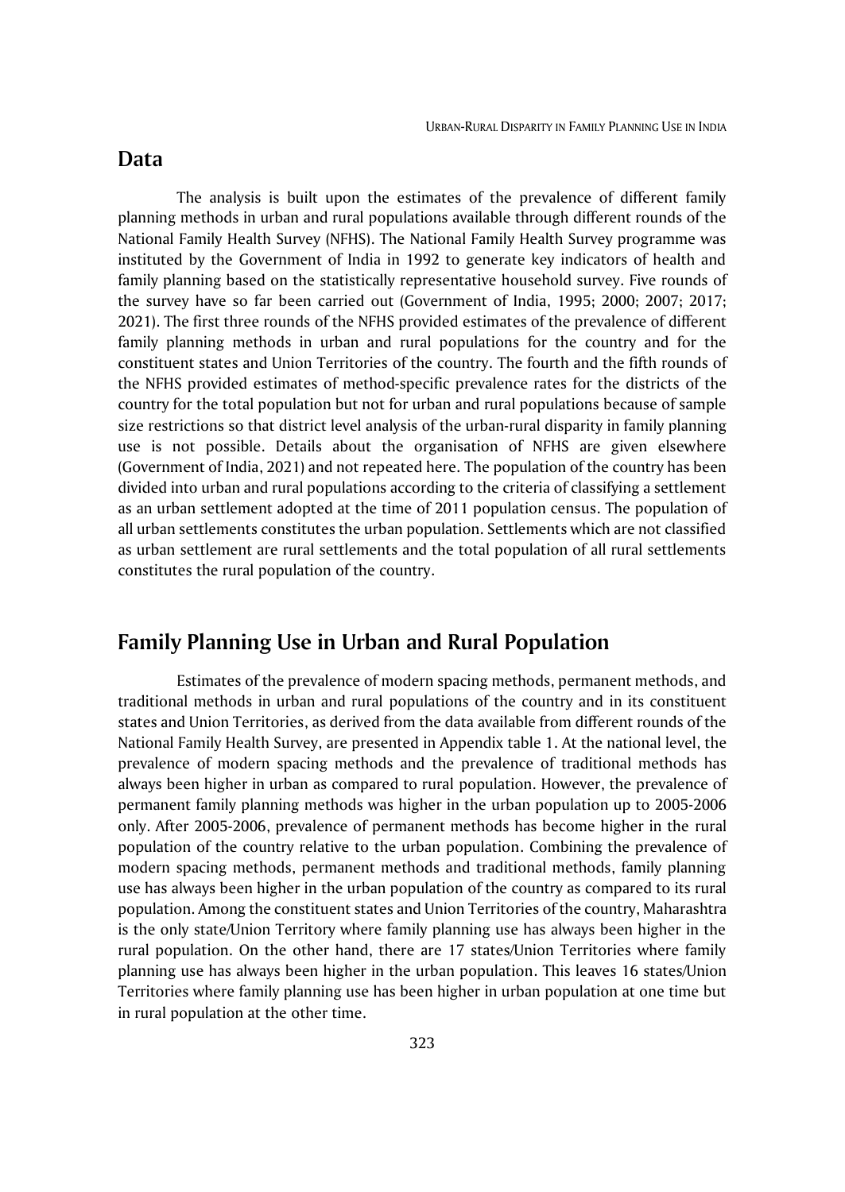## Data

The analysis is built upon the estimates of the prevalence of different family planning methods in urban and rural populations available through different rounds of the National Family Health Survey (NFHS). The National Family Health Survey programme was instituted by the Government of India in 1992 to generate key indicators of health and family planning based on the statistically representative household survey. Five rounds of the survey have so far been carried out (Government of India, 1995; 2000; 2007; 2017; 2021). The first three rounds of the NFHS provided estimates of the prevalence of different family planning methods in urban and rural populations for the country and for the constituent states and Union Territories of the country. The fourth and the fifth rounds of the NFHS provided estimates of method-specific prevalence rates for the districts of the country for the total population but not for urban and rural populations because of sample size restrictions so that district level analysis of the urban-rural disparity in family planning use is not possible. Details about the organisation of NFHS are given elsewhere (Government of India, 2021) and not repeated here. The population of the country has been divided into urban and rural populations according to the criteria of classifying a settlement as an urban settlement adopted at the time of 2011 population census. The population of all urban settlements constitutes the urban population. Settlements which are not classified as urban settlement are rural settlements and the total population of all rural settlements constitutes the rural population of the country.

## Family Planning Use in Urban and Rural Population

Estimates of the prevalence of modern spacing methods, permanent methods, and traditional methods in urban and rural populations of the country and in its constituent states and Union Territories, as derived from the data available from different rounds of the National Family Health Survey, are presented in Appendix table 1. At the national level, the prevalence of modern spacing methods and the prevalence of traditional methods has always been higher in urban as compared to rural population. However, the prevalence of permanent family planning methods was higher in the urban population up to 2005-2006 only. After 2005-2006, prevalence of permanent methods has become higher in the rural population of the country relative to the urban population. Combining the prevalence of modern spacing methods, permanent methods and traditional methods, family planning use has always been higher in the urban population of the country as compared to its rural population. Among the constituent states and Union Territories of the country, Maharashtra is the only state/Union Territory where family planning use has always been higher in the rural population. On the other hand, there are 17 states/Union Territories where family planning use has always been higher in the urban population. This leaves 16 states/Union Territories where family planning use has been higher in urban population at one time but in rural population at the other time.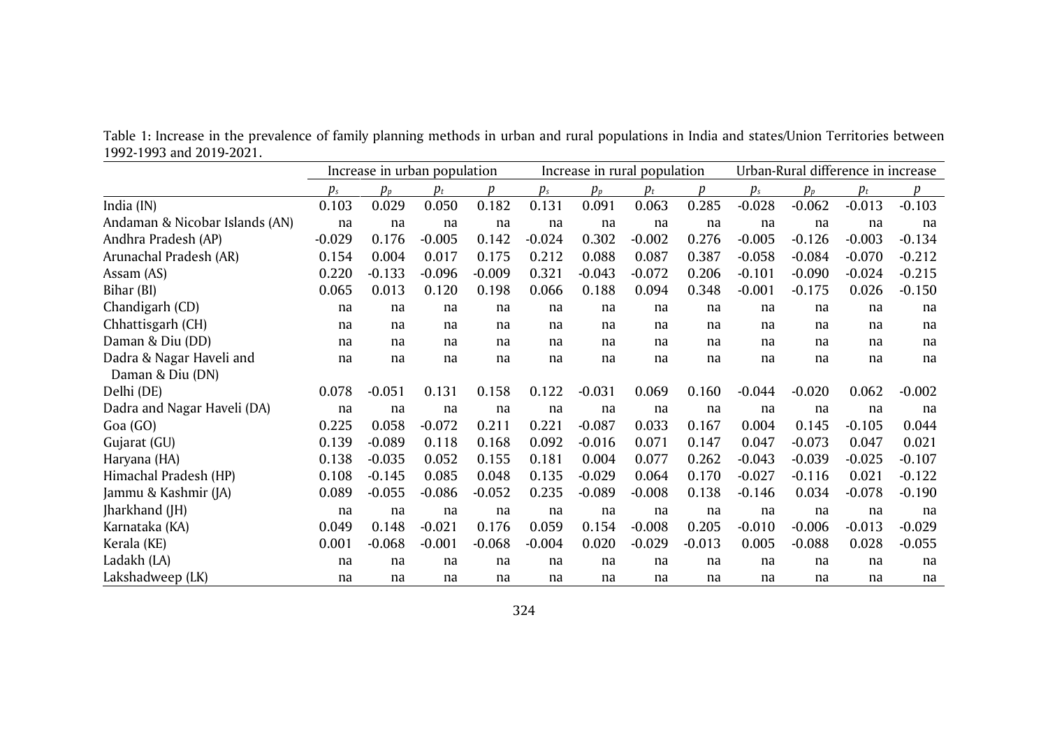Table 1: Increase in the prevalence of family planning methods in urban and rural populations in India and states/Union Territories between 1992-1993 and 2019-2021.

| | Increase in urban population | | | | Increase in rural population | | | | Urban-Rural difference in increase | | | |
|---|---|---|---|---|---|---|---|---|---|---|---|---|
| | $p_s$ | $p_p$ | $p_t$ | $p$ | $p_s$ | $p_p$ | $p_t$ | $p$ | $p_s$ | $p_p$ | $p_t$ | $p$ |
| India (IN) | 0.103 | 0.029 | 0.050 | 0.182 | 0.131 | 0.091 | 0.063 | 0.285 | -0.028 | -0.062 | -0.013 | -0.103 |
| Andaman & Nicobar Islands (AN) | na | na | na | na | na | na | na | na | na | na | na | na |
| Andhra Pradesh (AP) | -0.029 | 0.176 | -0.005 | 0.142 | -0.024 | 0.302 | -0.002 | 0.276 | -0.005 | -0.126 | -0.003 | -0.134 |
| Arunachal Pradesh (AR) | 0.154 | 0.004 | 0.017 | 0.175 | 0.212 | 0.088 | 0.087 | 0.387 | -0.058 | -0.084 | -0.070 | -0.212 |
| Assam (AS) | 0.220 | -0.133 | -0.096 | -0.009 | 0.321 | -0.043 | -0.072 | 0.206 | -0.101 | -0.090 | -0.024 | -0.215 |
| Bihar (BI) | 0.065 | 0.013 | 0.120 | 0.198 | 0.066 | 0.188 | 0.094 | 0.348 | -0.001 | -0.175 | 0.026 | -0.150 |
| Chandigarh (CD) | na | na | na | na | na | na | na | na | na | na | na | na |
| Chhattisgarh (CH) | na | na | na | na | na | na | na | na | na | na | na | na |
| Daman & Diu (DD) | na | na | na | na | na | na | na | na | na | na | na | na |
| Dadra & Nagar Haveli and Daman & Diu (DN) | na | na | na | na | na | na | na | na | na | na | na | na |
| Delhi (DE) | 0.078 | -0.051 | 0.131 | 0.158 | 0.122 | -0.031 | 0.069 | 0.160 | -0.044 | -0.020 | 0.062 | -0.002 |
| Dadra and Nagar Haveli (DA) | na | na | na | na | na | na | na | na | na | na | na | na |
| Goa (GO) | 0.225 | 0.058 | -0.072 | 0.211 | 0.221 | -0.087 | 0.033 | 0.167 | 0.004 | 0.145 | -0.105 | 0.044 |
| Gujarat (GU) | 0.139 | -0.089 | 0.118 | 0.168 | 0.092 | -0.016 | 0.071 | 0.147 | 0.047 | -0.073 | 0.047 | 0.021 |
| Haryana (HA) | 0.138 | -0.035 | 0.052 | 0.155 | 0.181 | 0.004 | 0.077 | 0.262 | -0.043 | -0.039 | -0.025 | -0.107 |
| Himachal Pradesh (HP) | 0.108 | -0.145 | 0.085 | 0.048 | 0.135 | -0.029 | 0.064 | 0.170 | -0.027 | -0.116 | 0.021 | -0.122 |
| Jammu & Kashmir (JA) | 0.089 | -0.055 | -0.086 | -0.052 | 0.235 | -0.089 | -0.008 | 0.138 | -0.146 | 0.034 | -0.078 | -0.190 |
| Jharkhand (JH) | na | na | na | na | na | na | na | na | na | na | na | na |
| Karnataka (KA) | 0.049 | 0.148 | -0.021 | 0.176 | 0.059 | 0.154 | -0.008 | 0.205 | -0.010 | -0.006 | -0.013 | -0.029 |
| Kerala (KE) | 0.001 | -0.068 | -0.001 | -0.068 | -0.004 | 0.020 | -0.029 | -0.013 | 0.005 | -0.088 | 0.028 | -0.055 |
| Ladakh (LA) | na | na | na | na | na | na | na | na | na | na | na | na |
| Lakshadweep (LK) | na | na | na | na | na | na | na | na | na | na | na | na |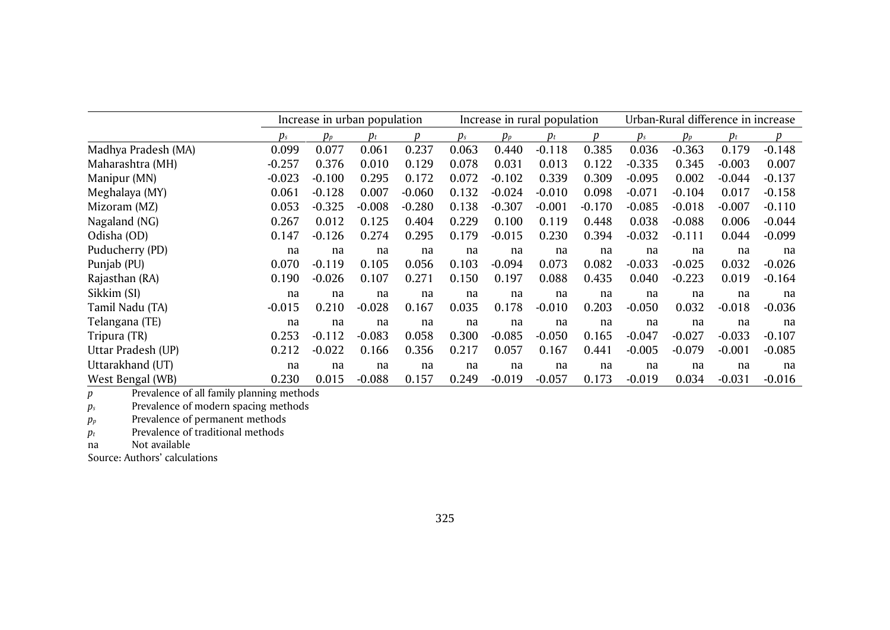| | Increase in urban population | | | | Increase in rural population | | | | Urban-Rural difference in increase | | | |
|---|---|---|---|---|---|---|---|---|---|---|---|---|
| | $p_s$ | $p_p$ | $p_t$ | $p$ | $p_s$ | $p_p$ | $p_t$ | $p$ | $p_s$ | $p_p$ | $p_t$ | $p$ |
| Madhya Pradesh (MA) | 0.099 | 0.077 | 0.061 | 0.237 | 0.063 | 0.440 | -0.118 | 0.385 | 0.036 | -0.363 | 0.179 | -0.148 |
| Maharashtra (MH) | -0.257 | 0.376 | 0.010 | 0.129 | 0.078 | 0.031 | 0.013 | 0.122 | -0.335 | 0.345 | -0.003 | 0.007 |
| Manipur (MN) | -0.023 | -0.100 | 0.295 | 0.172 | 0.072 | -0.102 | 0.339 | 0.309 | -0.095 | 0.002 | -0.044 | -0.137 |
| Meghalaya (MY) | 0.061 | -0.128 | 0.007 | -0.060 | 0.132 | -0.024 | -0.010 | 0.098 | -0.071 | -0.104 | 0.017 | -0.158 |
| Mizoram (MZ) | 0.053 | -0.325 | -0.008 | -0.280 | 0.138 | -0.307 | -0.001 | -0.170 | -0.085 | -0.018 | -0.007 | -0.110 |
| Nagaland (NG) | 0.267 | 0.012 | 0.125 | 0.404 | 0.229 | 0.100 | 0.119 | 0.448 | 0.038 | -0.088 | 0.006 | -0.044 |
| Odisha (OD) | 0.147 | -0.126 | 0.274 | 0.295 | 0.179 | -0.015 | 0.230 | 0.394 | -0.032 | -0.111 | 0.044 | -0.099 |
| Puducherry (PD) | na | na | na | na | na | na | na | na | na | na | na | na |
| Punjab (PU) | 0.070 | -0.119 | 0.105 | 0.056 | 0.103 | -0.094 | 0.073 | 0.082 | -0.033 | -0.025 | 0.032 | -0.026 |
| Rajasthan (RA) | 0.190 | -0.026 | 0.107 | 0.271 | 0.150 | 0.197 | 0.088 | 0.435 | 0.040 | -0.223 | 0.019 | -0.164 |
| Sikkim (SI) | na | na | na | na | na | na | na | na | na | na | na | na |
| Tamil Nadu (TA) | -0.015 | 0.210 | -0.028 | 0.167 | 0.035 | 0.178 | -0.010 | 0.203 | -0.050 | 0.032 | -0.018 | -0.036 |
| Telangana (TE) | na | na | na | na | na | na | na | na | na | na | na | na |
| Tripura (TR) | 0.253 | -0.112 | -0.083 | 0.058 | 0.300 | -0.085 | -0.050 | 0.165 | -0.047 | -0.027 | -0.033 | -0.107 |
| Uttar Pradesh (UP) | 0.212 | -0.022 | 0.166 | 0.356 | 0.217 | 0.057 | 0.167 | 0.441 | -0.005 | -0.079 | -0.001 | -0.085 |
| Uttarakhand (UT) | na | na | na | na | na | na | na | na | na | na | na | na |
| West Bengal (WB) | 0.230 | 0.015 | -0.088 | 0.157 | 0.249 | -0.019 | -0.057 | 0.173 | -0.019 | 0.034 | -0.031 | -0.016 |

$p$ Prevalence of all family planning methods

$p_s$ Prevalence of modern spacing methods

$p_p$ Prevalence of permanent methods

$p_t$ Prevalence of traditional methods

na Not available

Source: Authors' calculations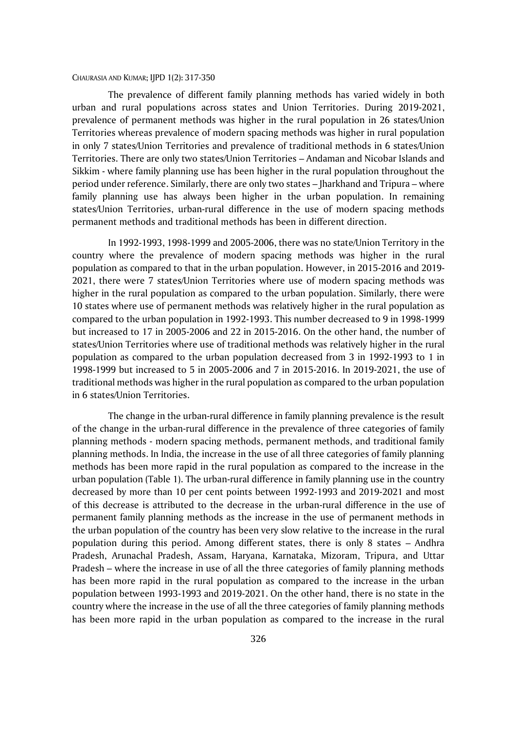The prevalence of different family planning methods has varied widely in both urban and rural populations across states and Union Territories. During 2019-2021, prevalence of permanent methods was higher in the rural population in 26 states/Union Territories whereas prevalence of modern spacing methods was higher in rural population in only 7 states/Union Territories and prevalence of traditional methods in 6 states/Union Territories. There are only two states/Union Territories – Andaman and Nicobar Islands and Sikkim - where family planning use has been higher in the rural population throughout the period under reference. Similarly, there are only two states – Jharkhand and Tripura – where family planning use has always been higher in the urban population. In remaining states/Union Territories, urban-rural difference in the use of modern spacing methods permanent methods and traditional methods has been in different direction.

In 1992-1993, 1998-1999 and 2005-2006, there was no state/Union Territory in the country where the prevalence of modern spacing methods was higher in the rural population as compared to that in the urban population. However, in 2015-2016 and 2019-2021, there were 7 states/Union Territories where use of modern spacing methods was higher in the rural population as compared to the urban population. Similarly, there were 10 states where use of permanent methods was relatively higher in the rural population as compared to the urban population in 1992-1993. This number decreased to 9 in 1998-1999 but increased to 17 in 2005-2006 and 22 in 2015-2016. On the other hand, the number of states/Union Territories where use of traditional methods was relatively higher in the rural population as compared to the urban population decreased from 3 in 1992-1993 to 1 in 1998-1999 but increased to 5 in 2005-2006 and 7 in 2015-2016. In 2019-2021, the use of traditional methods was higher in the rural population as compared to the urban population in 6 states/Union Territories.

The change in the urban-rural difference in family planning prevalence is the result of the change in the urban-rural difference in the prevalence of three categories of family planning methods - modern spacing methods, permanent methods, and traditional family planning methods. In India, the increase in the use of all three categories of family planning methods has been more rapid in the rural population as compared to the increase in the urban population (Table 1). The urban-rural difference in family planning use in the country decreased by more than 10 per cent points between 1992-1993 and 2019-2021 and most of this decrease is attributed to the decrease in the urban-rural difference in the use of permanent family planning methods as the increase in the use of permanent methods in the urban population of the country has been very slow relative to the increase in the rural population during this period. Among different states, there is only 8 states – Andhra Pradesh, Arunachal Pradesh, Assam, Haryana, Karnataka, Mizoram, Tripura, and Uttar Pradesh – where the increase in use of all the three categories of family planning methods has been more rapid in the rural population as compared to the increase in the urban population between 1993-1993 and 2019-2021. On the other hand, there is no state in the country where the increase in the use of all the three categories of family planning methods has been more rapid in the urban population as compared to the increase in the rural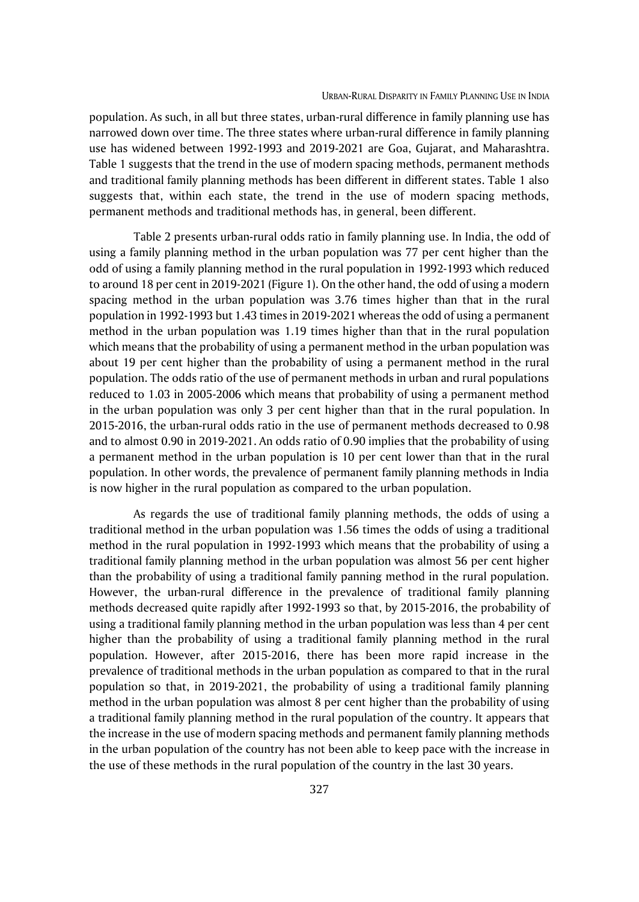population. As such, in all but three states, urban-rural difference in family planning use has narrowed down over time. The three states where urban-rural difference in family planning use has widened between 1992-1993 and 2019-2021 are Goa, Gujarat, and Maharashtra. Table 1 suggests that the trend in the use of modern spacing methods, permanent methods and traditional family planning methods has been different in different states. Table 1 also suggests that, within each state, the trend in the use of modern spacing methods, permanent methods and traditional methods has, in general, been different.

Table 2 presents urban-rural odds ratio in family planning use. In India, the odd of using a family planning method in the urban population was 77 per cent higher than the odd of using a family planning method in the rural population in 1992-1993 which reduced to around 18 per cent in 2019-2021 (Figure 1). On the other hand, the odd of using a modern spacing method in the urban population was 3.76 times higher than that in the rural population in 1992-1993 but 1.43 times in 2019-2021 whereas the odd of using a permanent method in the urban population was 1.19 times higher than that in the rural population which means that the probability of using a permanent method in the urban population was about 19 per cent higher than the probability of using a permanent method in the rural population. The odds ratio of the use of permanent methods in urban and rural populations reduced to 1.03 in 2005-2006 which means that probability of using a permanent method in the urban population was only 3 per cent higher than that in the rural population. In 2015-2016, the urban-rural odds ratio in the use of permanent methods decreased to 0.98 and to almost 0.90 in 2019-2021. An odds ratio of 0.90 implies that the probability of using a permanent method in the urban population is 10 per cent lower than that in the rural population. In other words, the prevalence of permanent family planning methods in India is now higher in the rural population as compared to the urban population.

As regards the use of traditional family planning methods, the odds of using a traditional method in the urban population was 1.56 times the odds of using a traditional method in the rural population in 1992-1993 which means that the probability of using a traditional family planning method in the urban population was almost 56 per cent higher than the probability of using a traditional family panning method in the rural population. However, the urban-rural difference in the prevalence of traditional family planning methods decreased quite rapidly after 1992-1993 so that, by 2015-2016, the probability of using a traditional family planning method in the urban population was less than 4 per cent higher than the probability of using a traditional family planning method in the rural population. However, after 2015-2016, there has been more rapid increase in the prevalence of traditional methods in the urban population as compared to that in the rural population so that, in 2019-2021, the probability of using a traditional family planning method in the urban population was almost 8 per cent higher than the probability of using a traditional family planning method in the rural population of the country. It appears that the increase in the use of modern spacing methods and permanent family planning methods in the urban population of the country has not been able to keep pace with the increase in the use of these methods in the rural population of the country in the last 30 years.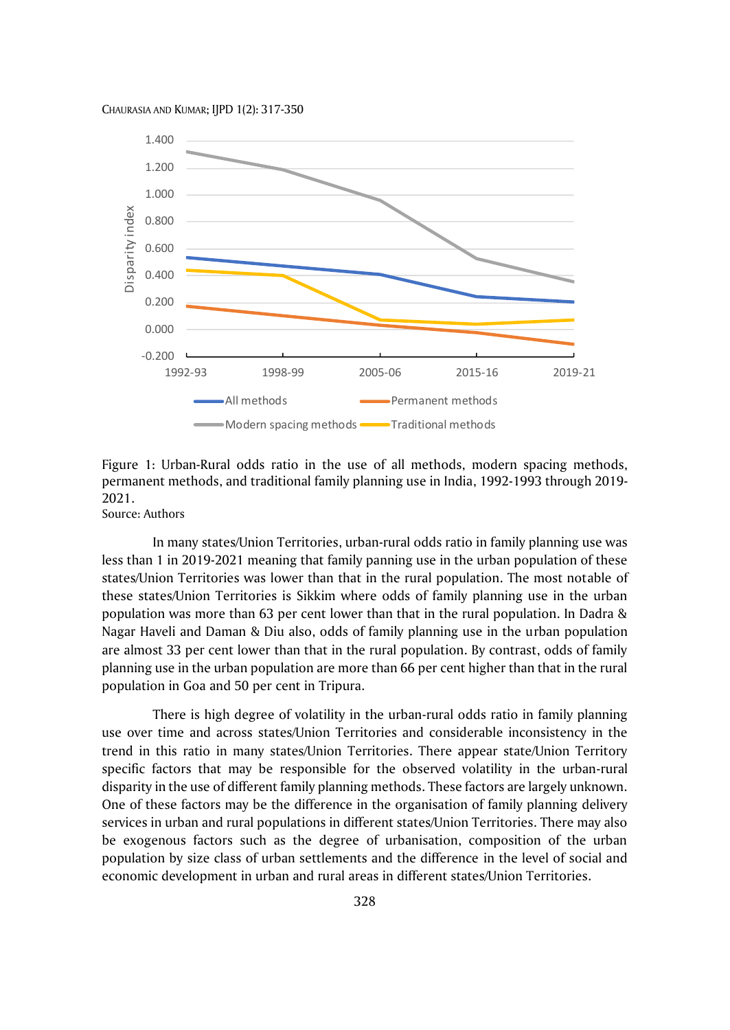Figure 1: Urban-Rural odds ratio in the use of all methods, modern spacing methods, permanent methods, and traditional family planning use in India, 1992-1993 through 2019-2021.
Source: Authors

In many states/Union Territories, urban-rural odds ratio in family planning use was less than 1 in 2019-2021 meaning that family panning use in the urban population of these states/Union Territories was lower than that in the rural population. The most notable of these states/Union Territories is Sikkim where odds of family planning use in the urban population was more than 63 per cent lower than that in the rural population. In Dadra & Nagar Haveli and Daman & Diu also, odds of family planning use in the urban population are almost 33 per cent lower than that in the rural population. By contrast, odds of family planning use in the urban population are more than 66 per cent higher than that in the rural population in Goa and 50 per cent in Tripura.

There is high degree of volatility in the urban-rural odds ratio in family planning use over time and across states/Union Territories and considerable inconsistency in the trend in this ratio in many states/Union Territories. There appear state/Union Territory specific factors that may be responsible for the observed volatility in the urban-rural disparity in the use of different family planning methods. These factors are largely unknown. One of these factors may be the difference in the organisation of family planning delivery services in urban and rural populations in different states/Union Territories. There may also be exogenous factors such as the degree of urbanisation, composition of the urban population by size class of urban settlements and the difference in the level of social and economic development in urban and rural areas in different states/Union Territories.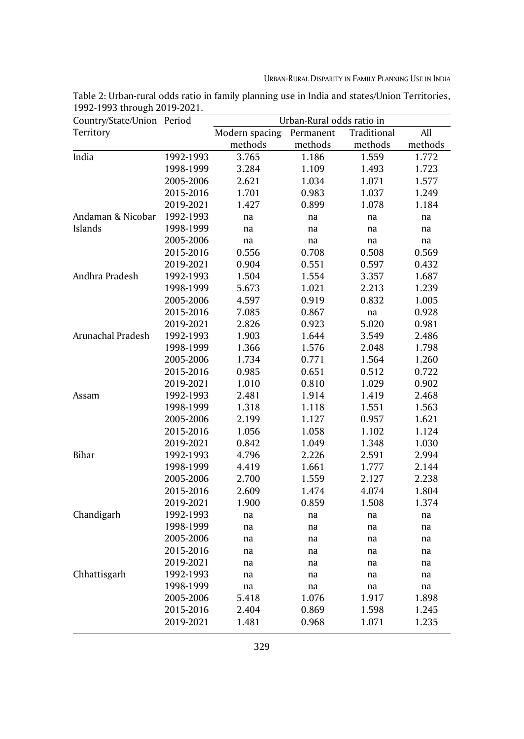Table 2: Urban-rural odds ratio in family planning use in India and states/Union Territories, 1992-1993 through 2019-2021.

| Country/State/Union Territory | Period | Urban-Rural odds ratio in | | | |
|---|---|---|---|---|---|
| | | Modern spacing methods | Permanent methods | Traditional methods | All methods |
| India | 1992-1993 | 3.765 | 1.186 | 1.559 | 1.772 |
| | 1998-1999 | 3.284 | 1.109 | 1.493 | 1.723 |
| | 2005-2006 | 2.621 | 1.034 | 1.071 | 1.577 |
| | 2015-2016 | 1.701 | 0.983 | 1.037 | 1.249 |
| | 2019-2021 | 1.427 | 0.899 | 1.078 | 1.184 |
| Andaman & Nicobar Islands | 1992-1993 | na | na | na | na |
| | 1998-1999 | na | na | na | na |
| | 2005-2006 | na | na | na | na |
| | 2015-2016 | 0.556 | 0.708 | 0.508 | 0.569 |
| | 2019-2021 | 0.904 | 0.551 | 0.597 | 0.432 |
| Andhra Pradesh | 1992-1993 | 1.504 | 1.554 | 3.357 | 1.687 |
| | 1998-1999 | 5.673 | 1.021 | 2.213 | 1.239 |
| | 2005-2006 | 4.597 | 0.919 | 0.832 | 1.005 |
| | 2015-2016 | 7.085 | 0.867 | na | 0.928 |
| | 2019-2021 | 2.826 | 0.923 | 5.020 | 0.981 |
| Arunachal Pradesh | 1992-1993 | 1.903 | 1.644 | 3.549 | 2.486 |
| | 1998-1999 | 1.366 | 1.576 | 2.048 | 1.798 |
| | 2005-2006 | 1.734 | 0.771 | 1.564 | 1.260 |
| | 2015-2016 | 0.985 | 0.651 | 0.512 | 0.722 |
| | 2019-2021 | 1.010 | 0.810 | 1.029 | 0.902 |
| Assam | 1992-1993 | 2.481 | 1.914 | 1.419 | 2.468 |
| | 1998-1999 | 1.318 | 1.118 | 1.551 | 1.563 |
| | 2005-2006 | 2.199 | 1.127 | 0.957 | 1.621 |
| | 2015-2016 | 1.056 | 1.058 | 1.102 | 1.124 |
| | 2019-2021 | 0.842 | 1.049 | 1.348 | 1.030 |
| Bihar | 1992-1993 | 4.796 | 2.226 | 2.591 | 2.994 |
| | 1998-1999 | 4.419 | 1.661 | 1.777 | 2.144 |
| | 2005-2006 | 2.700 | 1.559 | 2.127 | 2.238 |
| | 2015-2016 | 2.609 | 1.474 | 4.074 | 1.804 |
| | 2019-2021 | 1.900 | 0.859 | 1.508 | 1.374 |
| Chandigarh | 1992-1993 | na | na | na | na |
| | 1998-1999 | na | na | na | na |
| | 2005-2006 | na | na | na | na |
| | 2015-2016 | na | na | na | na |
| | 2019-2021 | na | na | na | na |
| Chhattisgarh | 1992-1993 | na | na | na | na |
| | 1998-1999 | na | na | na | na |
| | 2005-2006 | 5.418 | 1.076 | 1.917 | 1.898 |
| | 2015-2016 | 2.404 | 0.869 | 1.598 | 1.245 |
| | 2019-2021 | 1.481 | 0.968 | 1.071 | 1.235 |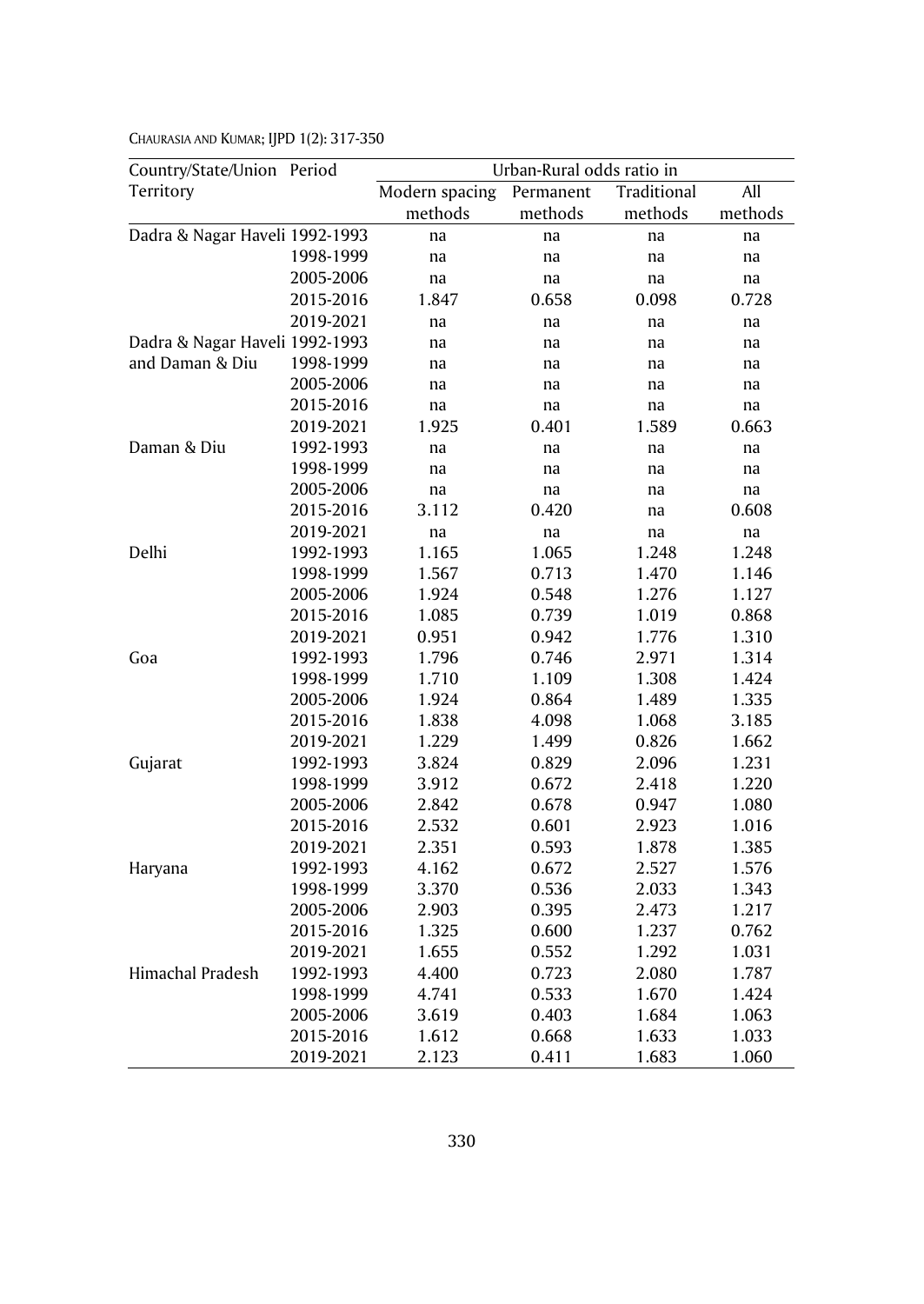| Country/State/Union Territory | Period | Urban-Rural odds ratio in | | | |
|---|---|---|---|---|---|
| | | Modern spacing methods | Permanent methods | Traditional methods | All methods |
| Dadra & Nagar Haveli | 1992-1993 | na | na | na | na |
| | 1998-1999 | na | na | na | na |
| | 2005-2006 | na | na | na | na |
| | 2015-2016 | 1.847 | 0.658 | 0.098 | 0.728 |
| | 2019-2021 | na | na | na | na |
| Dadra & Nagar Haveli and Daman & Diu | 1992-1993 | na | na | na | na |
| | 1998-1999 | na | na | na | na |
| | 2005-2006 | na | na | na | na |
| | 2015-2016 | na | na | na | na |
| | 2019-2021 | 1.925 | 0.401 | 1.589 | 0.663 |
| Daman & Diu | 1992-1993 | na | na | na | na |
| | 1998-1999 | na | na | na | na |
| | 2005-2006 | na | na | na | na |
| | 2015-2016 | 3.112 | 0.420 | na | 0.608 |
| | 2019-2021 | na | na | na | na |
| Delhi | 1992-1993 | 1.165 | 1.065 | 1.248 | 1.248 |
| | 1998-1999 | 1.567 | 0.713 | 1.470 | 1.146 |
| | 2005-2006 | 1.924 | 0.548 | 1.276 | 1.127 |
| | 2015-2016 | 1.085 | 0.739 | 1.019 | 0.868 |
| | 2019-2021 | 0.951 | 0.942 | 1.776 | 1.310 |
| Goa | 1992-1993 | 1.796 | 0.746 | 2.971 | 1.314 |
| | 1998-1999 | 1.710 | 1.109 | 1.308 | 1.424 |
| | 2005-2006 | 1.924 | 0.864 | 1.489 | 1.335 |
| | 2015-2016 | 1.838 | 4.098 | 1.068 | 3.185 |
| | 2019-2021 | 1.229 | 1.499 | 0.826 | 1.662 |
| Gujarat | 1992-1993 | 3.824 | 0.829 | 2.096 | 1.231 |
| | 1998-1999 | 3.912 | 0.672 | 2.418 | 1.220 |
| | 2005-2006 | 2.842 | 0.678 | 0.947 | 1.080 |
| | 2015-2016 | 2.532 | 0.601 | 2.923 | 1.016 |
| | 2019-2021 | 2.351 | 0.593 | 1.878 | 1.385 |
| Haryana | 1992-1993 | 4.162 | 0.672 | 2.527 | 1.576 |
| | 1998-1999 | 3.370 | 0.536 | 2.033 | 1.343 |
| | 2005-2006 | 2.903 | 0.395 | 2.473 | 1.217 |
| | 2015-2016 | 1.325 | 0.600 | 1.237 | 0.762 |
| | 2019-2021 | 1.655 | 0.552 | 1.292 | 1.031 |
| Himachal Pradesh | 1992-1993 | 4.400 | 0.723 | 2.080 | 1.787 |
| | 1998-1999 | 4.741 | 0.533 | 1.670 | 1.424 |
| | 2005-2006 | 3.619 | 0.403 | 1.684 | 1.063 |
| | 2015-2016 | 1.612 | 0.668 | 1.633 | 1.033 |
| | 2019-2021 | 2.123 | 0.411 | 1.683 | 1.060 |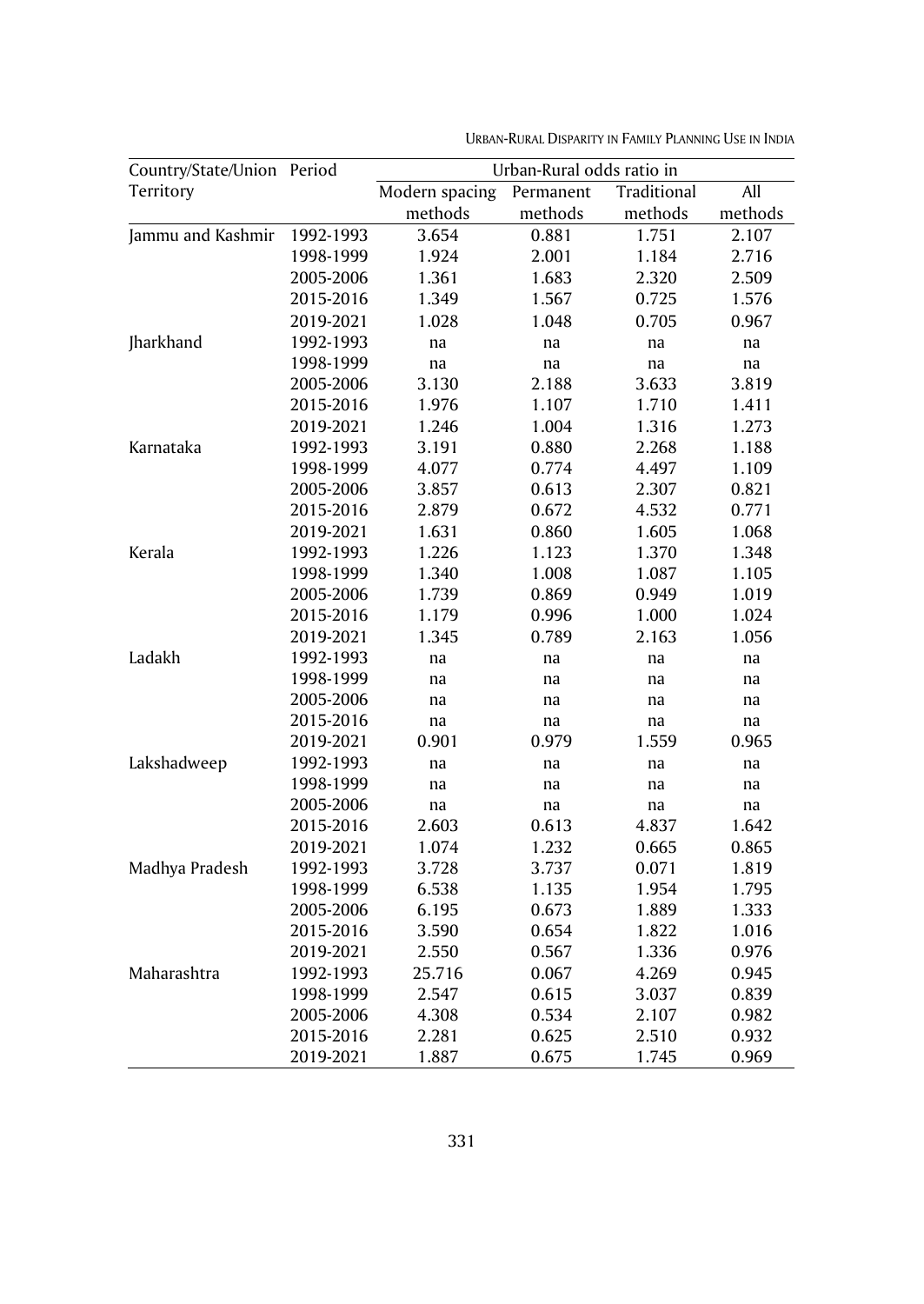| Country/State/Union Territory | Period | Urban-Rural odds ratio in | | | |
|---|---|---|---|---|---|
| | | Modern spacing methods | Permanent methods | Traditional methods | All methods |
| Jammu and Kashmir | 1992-1993 | 3.654 | 0.881 | 1.751 | 2.107 |
| | 1998-1999 | 1.924 | 2.001 | 1.184 | 2.716 |
| | 2005-2006 | 1.361 | 1.683 | 2.320 | 2.509 |
| | 2015-2016 | 1.349 | 1.567 | 0.725 | 1.576 |
| | 2019-2021 | 1.028 | 1.048 | 0.705 | 0.967 |
| Jharkhand | 1992-1993 | na | na | na | na |
| | 1998-1999 | na | na | na | na |
| | 2005-2006 | 3.130 | 2.188 | 3.633 | 3.819 |
| | 2015-2016 | 1.976 | 1.107 | 1.710 | 1.411 |
| | 2019-2021 | 1.246 | 1.004 | 1.316 | 1.273 |
| Karnataka | 1992-1993 | 3.191 | 0.880 | 2.268 | 1.188 |
| | 1998-1999 | 4.077 | 0.774 | 4.497 | 1.109 |
| | 2005-2006 | 3.857 | 0.613 | 2.307 | 0.821 |
| | 2015-2016 | 2.879 | 0.672 | 4.532 | 0.771 |
| | 2019-2021 | 1.631 | 0.860 | 1.605 | 1.068 |
| Kerala | 1992-1993 | 1.226 | 1.123 | 1.370 | 1.348 |
| | 1998-1999 | 1.340 | 1.008 | 1.087 | 1.105 |
| | 2005-2006 | 1.739 | 0.869 | 0.949 | 1.019 |
| | 2015-2016 | 1.179 | 0.996 | 1.000 | 1.024 |
| | 2019-2021 | 1.345 | 0.789 | 2.163 | 1.056 |
| Ladakh | 1992-1993 | na | na | na | na |
| | 1998-1999 | na | na | na | na |
| | 2005-2006 | na | na | na | na |
| | 2015-2016 | na | na | na | na |
| | 2019-2021 | 0.901 | 0.979 | 1.559 | 0.965 |
| Lakshadweep | 1992-1993 | na | na | na | na |
| | 1998-1999 | na | na | na | na |
| | 2005-2006 | na | na | na | na |
| | 2015-2016 | 2.603 | 0.613 | 4.837 | 1.642 |
| | 2019-2021 | 1.074 | 1.232 | 0.665 | 0.865 |
| Madhya Pradesh | 1992-1993 | 3.728 | 3.737 | 0.071 | 1.819 |
| | 1998-1999 | 6.538 | 1.135 | 1.954 | 1.795 |
| | 2005-2006 | 6.195 | 0.673 | 1.889 | 1.333 |
| | 2015-2016 | 3.590 | 0.654 | 1.822 | 1.016 |
| | 2019-2021 | 2.550 | 0.567 | 1.336 | 0.976 |
| Maharashtra | 1992-1993 | 25.716 | 0.067 | 4.269 | 0.945 |
| | 1998-1999 | 2.547 | 0.615 | 3.037 | 0.839 |
| | 2005-2006 | 4.308 | 0.534 | 2.107 | 0.982 |
| | 2015-2016 | 2.281 | 0.625 | 2.510 | 0.932 |
| | 2019-2021 | 1.887 | 0.675 | 1.745 | 0.969 |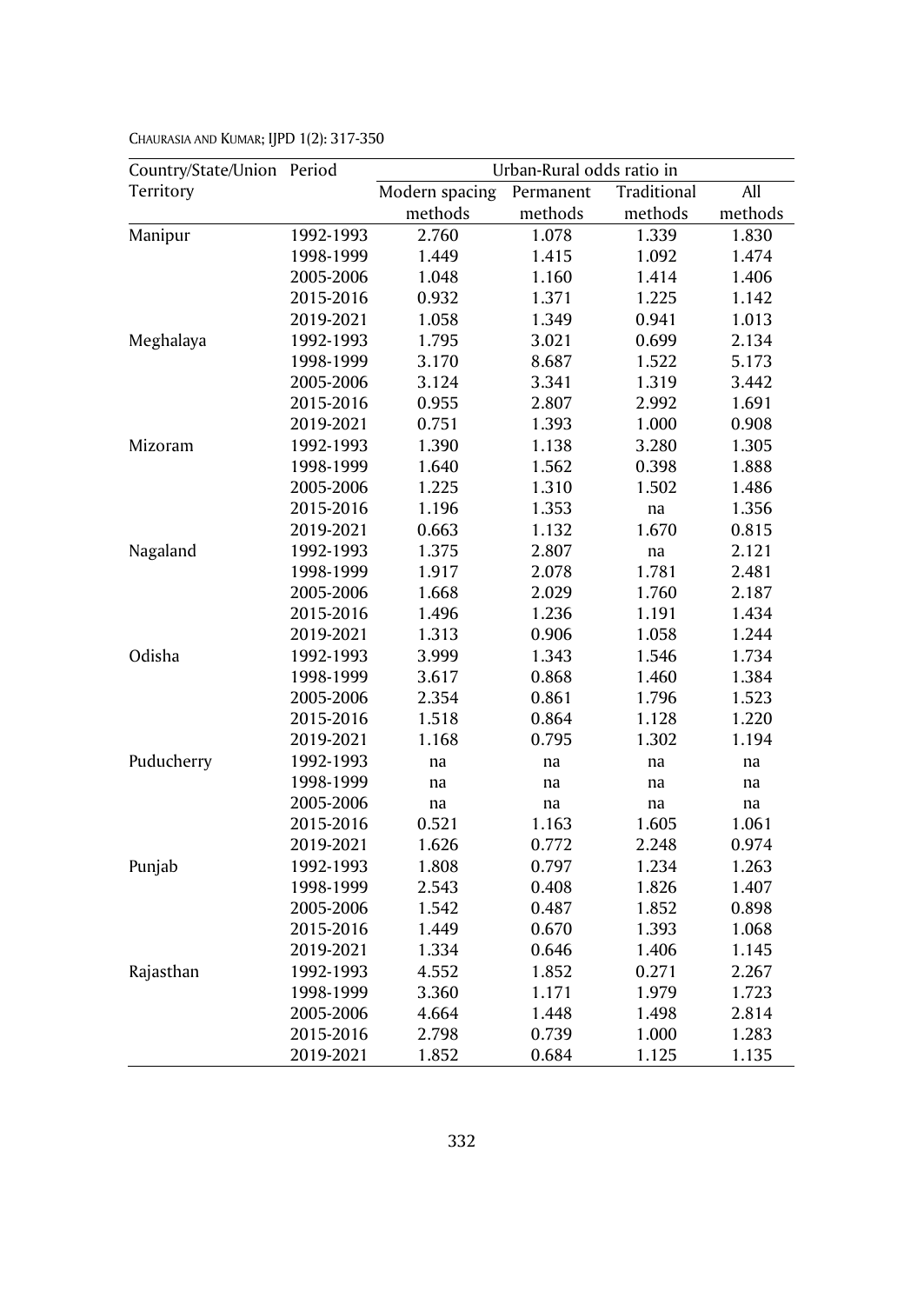| Country/State/Union Territory | Period | Urban-Rural odds ratio in | | | |
|---|---|---|---|---|---|
| | | Modern spacing methods | Permanent methods | Traditional methods | All methods |
| Manipur | 1992-1993 | 2.760 | 1.078 | 1.339 | 1.830 |
| | 1998-1999 | 1.449 | 1.415 | 1.092 | 1.474 |
| | 2005-2006 | 1.048 | 1.160 | 1.414 | 1.406 |
| | 2015-2016 | 0.932 | 1.371 | 1.225 | 1.142 |
| | 2019-2021 | 1.058 | 1.349 | 0.941 | 1.013 |
| Meghalaya | 1992-1993 | 1.795 | 3.021 | 0.699 | 2.134 |
| | 1998-1999 | 3.170 | 8.687 | 1.522 | 5.173 |
| | 2005-2006 | 3.124 | 3.341 | 1.319 | 3.442 |
| | 2015-2016 | 0.955 | 2.807 | 2.992 | 1.691 |
| | 2019-2021 | 0.751 | 1.393 | 1.000 | 0.908 |
| Mizoram | 1992-1993 | 1.390 | 1.138 | 3.280 | 1.305 |
| | 1998-1999 | 1.640 | 1.562 | 0.398 | 1.888 |
| | 2005-2006 | 1.225 | 1.310 | 1.502 | 1.486 |
| | 2015-2016 | 1.196 | 1.353 | na | 1.356 |
| | 2019-2021 | 0.663 | 1.132 | 1.670 | 0.815 |
| Nagaland | 1992-1993 | 1.375 | 2.807 | na | 2.121 |
| | 1998-1999 | 1.917 | 2.078 | 1.781 | 2.481 |
| | 2005-2006 | 1.668 | 2.029 | 1.760 | 2.187 |
| | 2015-2016 | 1.496 | 1.236 | 1.191 | 1.434 |
| | 2019-2021 | 1.313 | 0.906 | 1.058 | 1.244 |
| Odisha | 1992-1993 | 3.999 | 1.343 | 1.546 | 1.734 |
| | 1998-1999 | 3.617 | 0.868 | 1.460 | 1.384 |
| | 2005-2006 | 2.354 | 0.861 | 1.796 | 1.523 |
| | 2015-2016 | 1.518 | 0.864 | 1.128 | 1.220 |
| | 2019-2021 | 1.168 | 0.795 | 1.302 | 1.194 |
| Puducherry | 1992-1993 | na | na | na | na |
| | 1998-1999 | na | na | na | na |
| | 2005-2006 | na | na | na | na |
| | 2015-2016 | 0.521 | 1.163 | 1.605 | 1.061 |
| | 2019-2021 | 1.626 | 0.772 | 2.248 | 0.974 |
| Punjab | 1992-1993 | 1.808 | 0.797 | 1.234 | 1.263 |
| | 1998-1999 | 2.543 | 0.408 | 1.826 | 1.407 |
| | 2005-2006 | 1.542 | 0.487 | 1.852 | 0.898 |
| | 2015-2016 | 1.449 | 0.670 | 1.393 | 1.068 |
| | 2019-2021 | 1.334 | 0.646 | 1.406 | 1.145 |
| Rajasthan | 1992-1993 | 4.552 | 1.852 | 0.271 | 2.267 |
| | 1998-1999 | 3.360 | 1.171 | 1.979 | 1.723 |
| | 2005-2006 | 4.664 | 1.448 | 1.498 | 2.814 |
| | 2015-2016 | 2.798 | 0.739 | 1.000 | 1.283 |
| | 2019-2021 | 1.852 | 0.684 | 1.125 | 1.135 |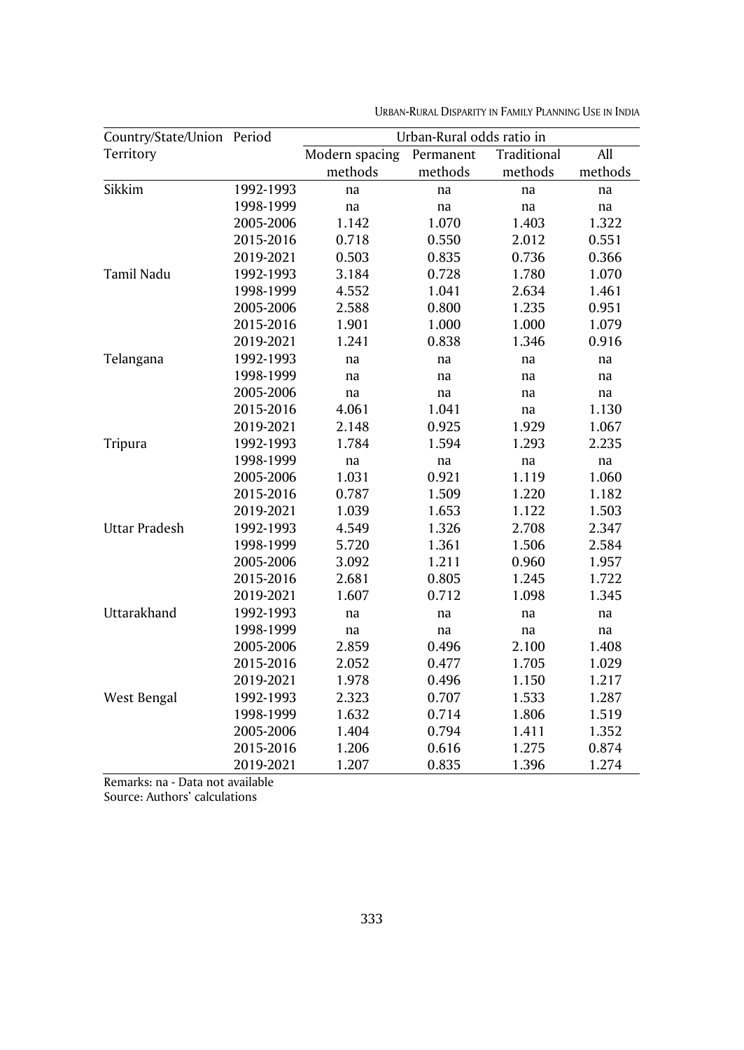| Country/State/Union Territory | Period | Urban-Rural odds ratio in | | | |
|---|---|---|---|---|---|
| | | Modern spacing methods | Permanent methods | Traditional methods | All methods |
| Sikkim | 1992-1993 | na | na | na | na |
| | 1998-1999 | na | na | na | na |
| | 2005-2006 | 1.142 | 1.070 | 1.403 | 1.322 |
| | 2015-2016 | 0.718 | 0.550 | 2.012 | 0.551 |
| | 2019-2021 | 0.503 | 0.835 | 0.736 | 0.366 |
| Tamil Nadu | 1992-1993 | 3.184 | 0.728 | 1.780 | 1.070 |
| | 1998-1999 | 4.552 | 1.041 | 2.634 | 1.461 |
| | 2005-2006 | 2.588 | 0.800 | 1.235 | 0.951 |
| | 2015-2016 | 1.901 | 1.000 | 1.000 | 1.079 |
| | 2019-2021 | 1.241 | 0.838 | 1.346 | 0.916 |
| Telangana | 1992-1993 | na | na | na | na |
| | 1998-1999 | na | na | na | na |
| | 2005-2006 | na | na | na | na |
| | 2015-2016 | 4.061 | 1.041 | na | 1.130 |
| | 2019-2021 | 2.148 | 0.925 | 1.929 | 1.067 |
| Tripura | 1992-1993 | 1.784 | 1.594 | 1.293 | 2.235 |
| | 1998-1999 | na | na | na | na |
| | 2005-2006 | 1.031 | 0.921 | 1.119 | 1.060 |
| | 2015-2016 | 0.787 | 1.509 | 1.220 | 1.182 |
| | 2019-2021 | 1.039 | 1.653 | 1.122 | 1.503 |
| Uttar Pradesh | 1992-1993 | 4.549 | 1.326 | 2.708 | 2.347 |
| | 1998-1999 | 5.720 | 1.361 | 1.506 | 2.584 |
| | 2005-2006 | 3.092 | 1.211 | 0.960 | 1.957 |
| | 2015-2016 | 2.681 | 0.805 | 1.245 | 1.722 |
| | 2019-2021 | 1.607 | 0.712 | 1.098 | 1.345 |
| Uttarakhand | 1992-1993 | na | na | na | na |
| | 1998-1999 | na | na | na | na |
| | 2005-2006 | 2.859 | 0.496 | 2.100 | 1.408 |
| | 2015-2016 | 2.052 | 0.477 | 1.705 | 1.029 |
| | 2019-2021 | 1.978 | 0.496 | 1.150 | 1.217 |
| West Bengal | 1992-1993 | 2.323 | 0.707 | 1.533 | 1.287 |
| | 1998-1999 | 1.632 | 0.714 | 1.806 | 1.519 |
| | 2005-2006 | 1.404 | 0.794 | 1.411 | 1.352 |
| | 2015-2016 | 1.206 | 0.616 | 1.275 | 0.874 |
| | 2019-2021 | 1.207 | 0.835 | 1.396 | 1.274 |

Remarks: na - Data not available

Source: Authors' calculations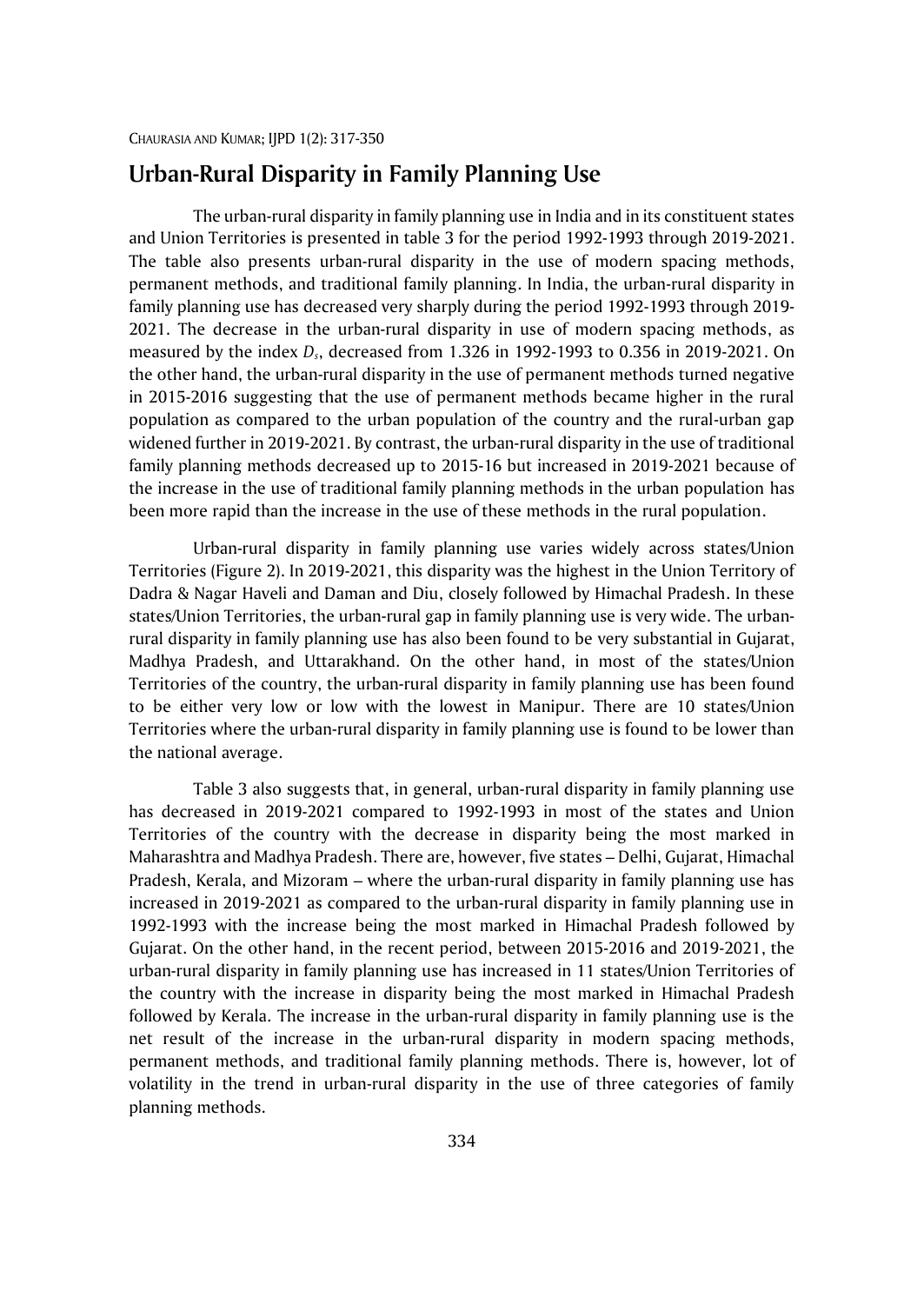## Urban-Rural Disparity in Family Planning Use

The urban-rural disparity in family planning use in India and in its constituent states and Union Territories is presented in table 3 for the period 1992-1993 through 2019-2021. The table also presents urban-rural disparity in the use of modern spacing methods, permanent methods, and traditional family planning. In India, the urban-rural disparity in family planning use has decreased very sharply during the period 1992-1993 through 2019-2021. The decrease in the urban-rural disparity in use of modern spacing methods, as measured by the index $D_s$, decreased from 1.326 in 1992-1993 to 0.356 in 2019-2021. On the other hand, the urban-rural disparity in the use of permanent methods turned negative in 2015-2016 suggesting that the use of permanent methods became higher in the rural population as compared to the urban population of the country and the rural-urban gap widened further in 2019-2021. By contrast, the urban-rural disparity in the use of traditional family planning methods decreased up to 2015-16 but increased in 2019-2021 because of the increase in the use of traditional family planning methods in the urban population has been more rapid than the increase in the use of these methods in the rural population.

Urban-rural disparity in family planning use varies widely across states/Union Territories (Figure 2). In 2019-2021, this disparity was the highest in the Union Territory of Dadra & Nagar Haveli and Daman and Diu, closely followed by Himachal Pradesh. In these states/Union Territories, the urban-rural gap in family planning use is very wide. The urban-rural disparity in family planning use has also been found to be very substantial in Gujarat, Madhya Pradesh, and Uttarakhand. On the other hand, in most of the states/Union Territories of the country, the urban-rural disparity in family planning use has been found to be either very low or low with the lowest in Manipur. There are 10 states/Union Territories where the urban-rural disparity in family planning use is found to be lower than the national average.

Table 3 also suggests that, in general, urban-rural disparity in family planning use has decreased in 2019-2021 compared to 1992-1993 in most of the states and Union Territories of the country with the decrease in disparity being the most marked in Maharashtra and Madhya Pradesh. There are, however, five states – Delhi, Gujarat, Himachal Pradesh, Kerala, and Mizoram – where the urban-rural disparity in family planning use has increased in 2019-2021 as compared to the urban-rural disparity in family planning use in 1992-1993 with the increase being the most marked in Himachal Pradesh followed by Gujarat. On the other hand, in the recent period, between 2015-2016 and 2019-2021, the urban-rural disparity in family planning use has increased in 11 states/Union Territories of the country with the increase in disparity being the most marked in Himachal Pradesh followed by Kerala. The increase in the urban-rural disparity in family planning use is the net result of the increase in the urban-rural disparity in modern spacing methods, permanent methods, and traditional family planning methods. There is, however, lot of volatility in the trend in urban-rural disparity in the use of three categories of family planning methods.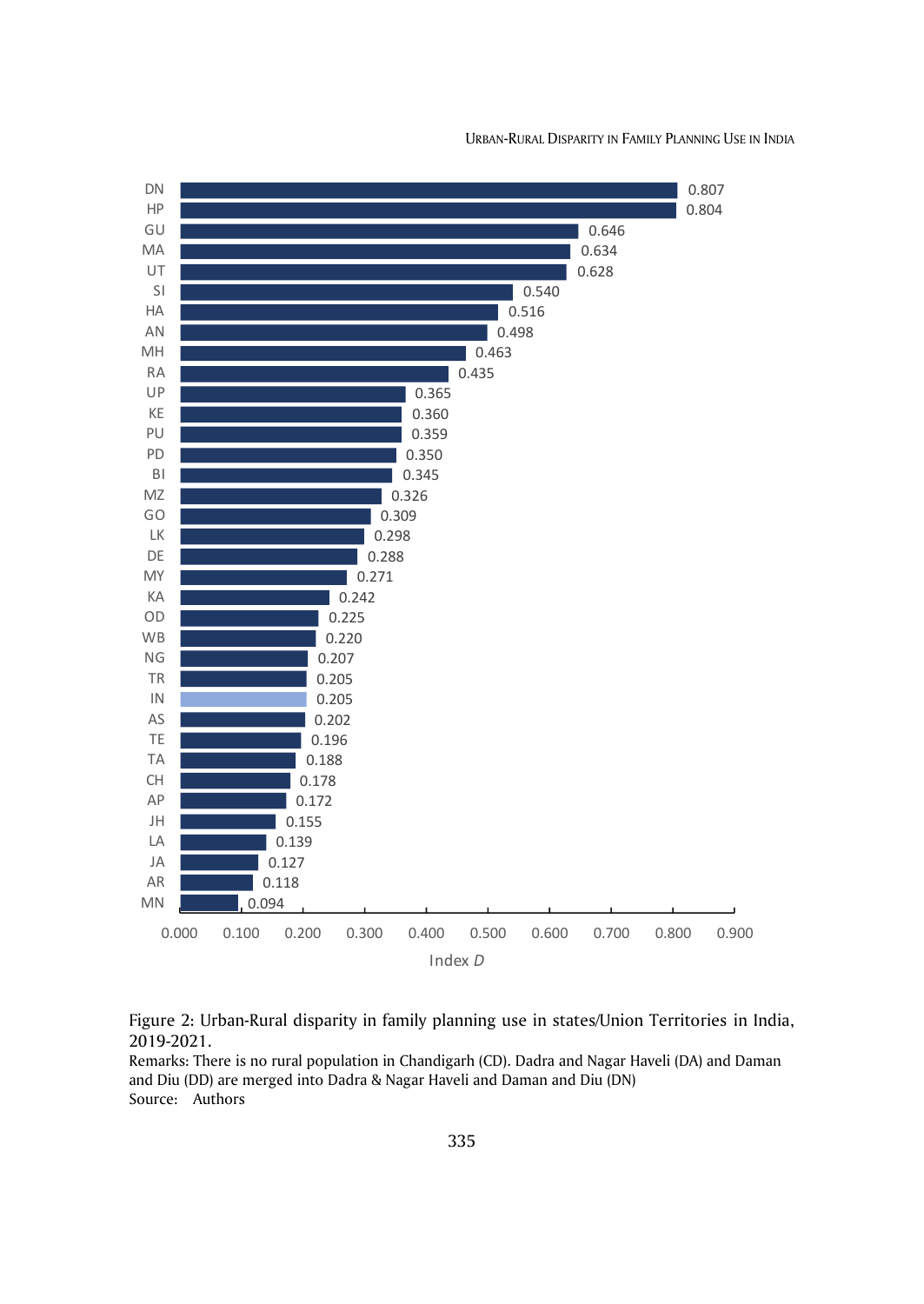| State/UT | Index D |
|---|---|
| DN | 0.807 |
| HP | 0.804 |
| GU | 0.646 |
| MA | 0.634 |
| UT | 0.628 |
| SI | 0.540 |
| HA | 0.516 |
| AN | 0.498 |
| MH | 0.463 |
| RA | 0.435 |
| UP | 0.365 |
| KE | 0.360 |
| PU | 0.359 |
| PD | 0.350 |
| BI | 0.345 |
| MZ | 0.326 |
| GO | 0.309 |
| LK | 0.298 |
| DE | 0.288 |
| MY | 0.271 |
| KA | 0.242 |
| OD | 0.225 |
| WB | 0.220 |
| NG | 0.207 |
| TR | 0.205 |
| IN | 0.205 |
| AS | 0.202 |
| TE | 0.196 |
| TA | 0.188 |
| CH | 0.178 |
| AP | 0.172 |
| JH | 0.155 |
| LA | 0.139 |
| JA | 0.127 |
| AR | 0.118 |
| MN | 0.094 |

Figure 2: Urban-Rural disparity in family planning use in states/Union Territories in India, 2019-2021.

Remarks: There is no rural population in Chandigarh (CD). Dadra and Nagar Haveli (DA) and Daman and Diu (DD) are merged into Dadra & Nagar Haveli and Daman and Diu (DN)

Source: Authors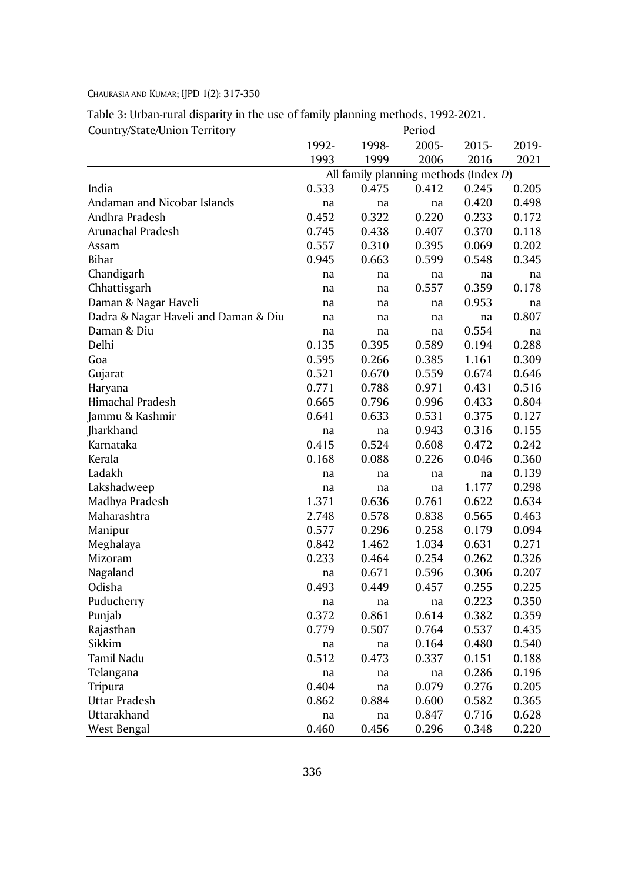Table 3: Urban-rural disparity in the use of family planning methods, 1992-2021.

| Country/State/Union Territory | Period | | | | |
|---|---|---|---|---|---|
| | 1992-1993 | 1998-1999 | 2005-2006 | 2015-2016 | 2019-2021 |
| | All family planning methods (Index *D*) | | | | |
| India | 0.533 | 0.475 | 0.412 | 0.245 | 0.205 |
| Andaman and Nicobar Islands | na | na | na | 0.420 | 0.498 |
| Andhra Pradesh | 0.452 | 0.322 | 0.220 | 0.233 | 0.172 |
| Arunachal Pradesh | 0.745 | 0.438 | 0.407 | 0.370 | 0.118 |
| Assam | 0.557 | 0.310 | 0.395 | 0.069 | 0.202 |
| Bihar | 0.945 | 0.663 | 0.599 | 0.548 | 0.345 |
| Chandigarh | na | na | na | na | na |
| Chhattisgarh | na | na | 0.557 | 0.359 | 0.178 |
| Daman & Nagar Haveli | na | na | na | 0.953 | na |
| Dadra & Nagar Haveli and Daman & Diu | na | na | na | na | 0.807 |
| Daman & Diu | na | na | na | 0.554 | na |
| Delhi | 0.135 | 0.395 | 0.589 | 0.194 | 0.288 |
| Goa | 0.595 | 0.266 | 0.385 | 1.161 | 0.309 |
| Gujarat | 0.521 | 0.670 | 0.559 | 0.674 | 0.646 |
| Haryana | 0.771 | 0.788 | 0.971 | 0.431 | 0.516 |
| Himachal Pradesh | 0.665 | 0.796 | 0.996 | 0.433 | 0.804 |
| Jammu & Kashmir | 0.641 | 0.633 | 0.531 | 0.375 | 0.127 |
| Jharkhand | na | na | 0.943 | 0.316 | 0.155 |
| Karnataka | 0.415 | 0.524 | 0.608 | 0.472 | 0.242 |
| Kerala | 0.168 | 0.088 | 0.226 | 0.046 | 0.360 |
| Ladakh | na | na | na | na | 0.139 |
| Lakshadweep | na | na | na | 1.177 | 0.298 |
| Madhya Pradesh | 1.371 | 0.636 | 0.761 | 0.622 | 0.634 |
| Maharashtra | 2.748 | 0.578 | 0.838 | 0.565 | 0.463 |
| Manipur | 0.577 | 0.296 | 0.258 | 0.179 | 0.094 |
| Meghalaya | 0.842 | 1.462 | 1.034 | 0.631 | 0.271 |
| Mizoram | 0.233 | 0.464 | 0.254 | 0.262 | 0.326 |
| Nagaland | na | 0.671 | 0.596 | 0.306 | 0.207 |
| Odisha | 0.493 | 0.449 | 0.457 | 0.255 | 0.225 |
| Puducherry | na | na | na | 0.223 | 0.350 |
| Punjab | 0.372 | 0.861 | 0.614 | 0.382 | 0.359 |
| Rajasthan | 0.779 | 0.507 | 0.764 | 0.537 | 0.435 |
| Sikkim | na | na | 0.164 | 0.480 | 0.540 |
| Tamil Nadu | 0.512 | 0.473 | 0.337 | 0.151 | 0.188 |
| Telangana | na | na | na | 0.286 | 0.196 |
| Tripura | 0.404 | na | 0.079 | 0.276 | 0.205 |
| Uttar Pradesh | 0.862 | 0.884 | 0.600 | 0.582 | 0.365 |
| Uttarakhand | na | na | 0.847 | 0.716 | 0.628 |
| West Bengal | 0.460 | 0.456 | 0.296 | 0.348 | 0.220 |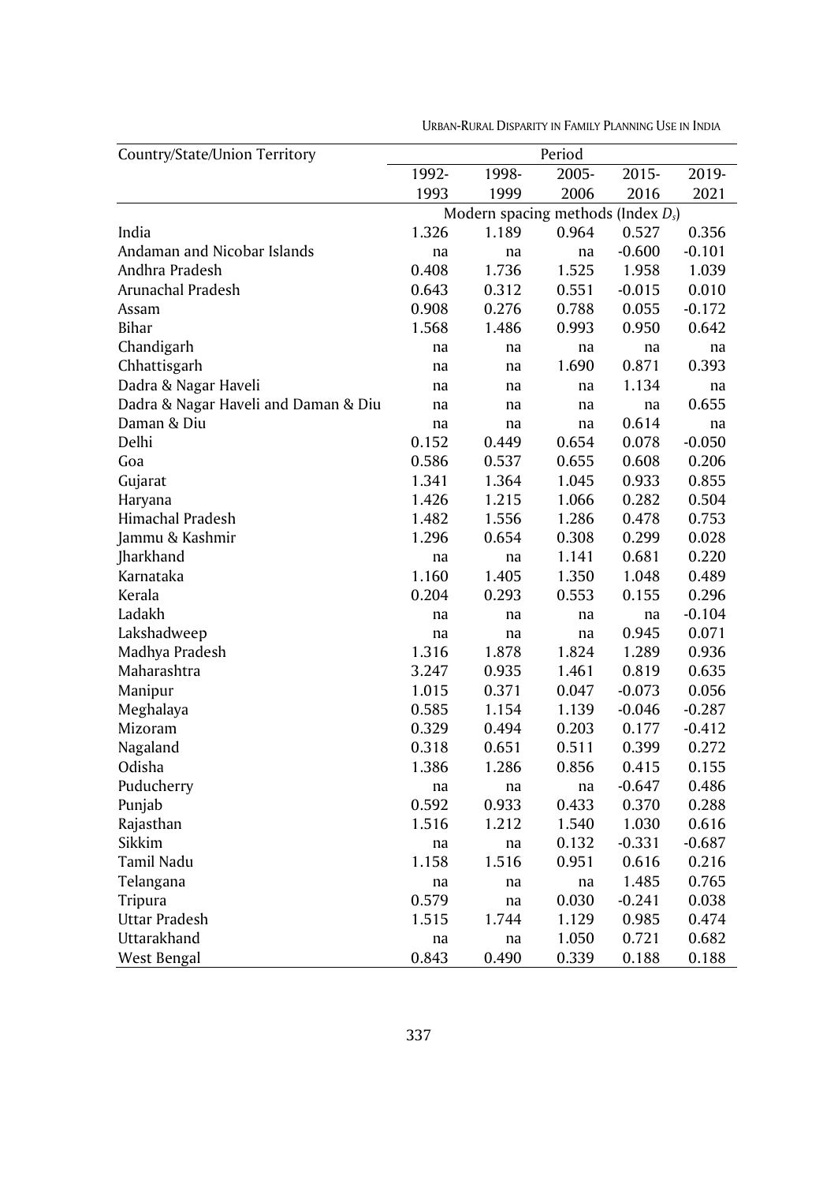| Country/State/Union Territory | Period | | | | |
|---|---|---|---|---|---|
| | 1992-1993 | 1998-1999 | 2005-2006 | 2015-2016 | 2019-2021 |
| | Modern spacing methods (Index $D_s$) | | | | |
| India | 1.326 | 1.189 | 0.964 | 0.527 | 0.356 |
| Andaman and Nicobar Islands | na | na | na | -0.600 | -0.101 |
| Andhra Pradesh | 0.408 | 1.736 | 1.525 | 1.958 | 1.039 |
| Arunachal Pradesh | 0.643 | 0.312 | 0.551 | -0.015 | 0.010 |
| Assam | 0.908 | 0.276 | 0.788 | 0.055 | -0.172 |
| Bihar | 1.568 | 1.486 | 0.993 | 0.950 | 0.642 |
| Chandigarh | na | na | na | na | na |
| Chhattisgarh | na | na | 1.690 | 0.871 | 0.393 |
| Dadra & Nagar Haveli | na | na | na | 1.134 | na |
| Dadra & Nagar Haveli and Daman & Diu | na | na | na | na | 0.655 |
| Daman & Diu | na | na | na | 0.614 | na |
| Delhi | 0.152 | 0.449 | 0.654 | 0.078 | -0.050 |
| Goa | 0.586 | 0.537 | 0.655 | 0.608 | 0.206 |
| Gujarat | 1.341 | 1.364 | 1.045 | 0.933 | 0.855 |
| Haryana | 1.426 | 1.215 | 1.066 | 0.282 | 0.504 |
| Himachal Pradesh | 1.482 | 1.556 | 1.286 | 0.478 | 0.753 |
| Jammu & Kashmir | 1.296 | 0.654 | 0.308 | 0.299 | 0.028 |
| Jharkhand | na | na | 1.141 | 0.681 | 0.220 |
| Karnataka | 1.160 | 1.405 | 1.350 | 1.048 | 0.489 |
| Kerala | 0.204 | 0.293 | 0.553 | 0.155 | 0.296 |
| Ladakh | na | na | na | na | -0.104 |
| Lakshadweep | na | na | na | 0.945 | 0.071 |
| Madhya Pradesh | 1.316 | 1.878 | 1.824 | 1.289 | 0.936 |
| Maharashtra | 3.247 | 0.935 | 1.461 | 0.819 | 0.635 |
| Manipur | 1.015 | 0.371 | 0.047 | -0.073 | 0.056 |
| Meghalaya | 0.585 | 1.154 | 1.139 | -0.046 | -0.287 |
| Mizoram | 0.329 | 0.494 | 0.203 | 0.177 | -0.412 |
| Nagaland | 0.318 | 0.651 | 0.511 | 0.399 | 0.272 |
| Odisha | 1.386 | 1.286 | 0.856 | 0.415 | 0.155 |
| Puducherry | na | na | na | -0.647 | 0.486 |
| Punjab | 0.592 | 0.933 | 0.433 | 0.370 | 0.288 |
| Rajasthan | 1.516 | 1.212 | 1.540 | 1.030 | 0.616 |
| Sikkim | na | na | 0.132 | -0.331 | -0.687 |
| Tamil Nadu | 1.158 | 1.516 | 0.951 | 0.616 | 0.216 |
| Telangana | na | na | na | 1.485 | 0.765 |
| Tripura | 0.579 | na | 0.030 | -0.241 | 0.038 |
| Uttar Pradesh | 1.515 | 1.744 | 1.129 | 0.985 | 0.474 |
| Uttarakhand | na | na | 1.050 | 0.721 | 0.682 |
| West Bengal | 0.843 | 0.490 | 0.339 | 0.188 | 0.188 |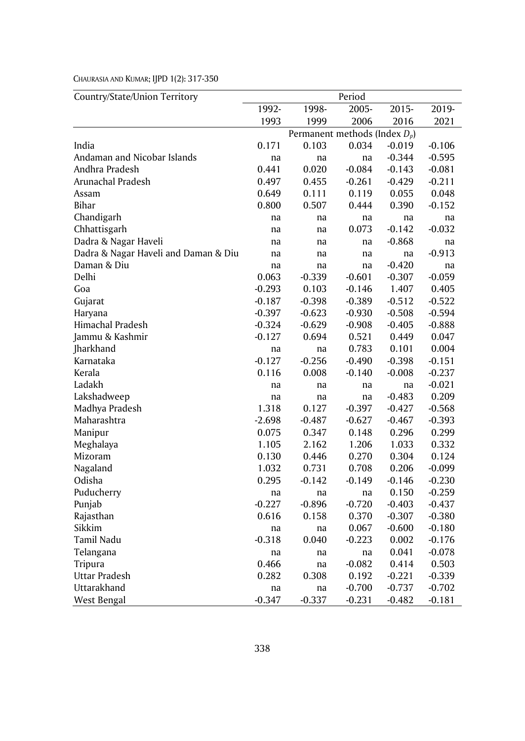| Country/State/Union Territory | Period | | | | |
|---|---|---|---|---|---|
| | 1992-1993 | 1998-1999 | 2005-2006 | 2015-2016 | 2019-2021 |
| | Permanent methods (Index $D_p$) | | | | |
| India | 0.171 | 0.103 | 0.034 | -0.019 | -0.106 |
| Andaman and Nicobar Islands | na | na | na | -0.344 | -0.595 |
| Andhra Pradesh | 0.441 | 0.020 | -0.084 | -0.143 | -0.081 |
| Arunachal Pradesh | 0.497 | 0.455 | -0.261 | -0.429 | -0.211 |
| Assam | 0.649 | 0.111 | 0.119 | 0.055 | 0.048 |
| Bihar | 0.800 | 0.507 | 0.444 | 0.390 | -0.152 |
| Chandigarh | na | na | na | na | na |
| Chhattisgarh | na | na | 0.073 | -0.142 | -0.032 |
| Dadra & Nagar Haveli | na | na | na | -0.868 | na |
| Dadra & Nagar Haveli and Daman & Diu | na | na | na | na | -0.913 |
| Daman & Diu | na | na | na | -0.420 | na |
| Delhi | 0.063 | -0.339 | -0.601 | -0.307 | -0.059 |
| Goa | -0.293 | 0.103 | -0.146 | 1.407 | 0.405 |
| Gujarat | -0.187 | -0.398 | -0.389 | -0.512 | -0.522 |
| Haryana | -0.397 | -0.623 | -0.930 | -0.508 | -0.594 |
| Himachal Pradesh | -0.324 | -0.629 | -0.908 | -0.405 | -0.888 |
| Jammu & Kashmir | -0.127 | 0.694 | 0.521 | 0.449 | 0.047 |
| Jharkhand | na | na | 0.783 | 0.101 | 0.004 |
| Karnataka | -0.127 | -0.256 | -0.490 | -0.398 | -0.151 |
| Kerala | 0.116 | 0.008 | -0.140 | -0.008 | -0.237 |
| Ladakh | na | na | na | na | -0.021 |
| Lakshadweep | na | na | na | -0.483 | 0.209 |
| Madhya Pradesh | 1.318 | 0.127 | -0.397 | -0.427 | -0.568 |
| Maharashtra | -2.698 | -0.487 | -0.627 | -0.467 | -0.393 |
| Manipur | 0.075 | 0.347 | 0.148 | 0.296 | 0.299 |
| Meghalaya | 1.105 | 2.162 | 1.206 | 1.033 | 0.332 |
| Mizoram | 0.130 | 0.446 | 0.270 | 0.304 | 0.124 |
| Nagaland | 1.032 | 0.731 | 0.708 | 0.206 | -0.099 |
| Odisha | 0.295 | -0.142 | -0.149 | -0.146 | -0.230 |
| Puducherry | na | na | na | 0.150 | -0.259 |
| Punjab | -0.227 | -0.896 | -0.720 | -0.403 | -0.437 |
| Rajasthan | 0.616 | 0.158 | 0.370 | -0.307 | -0.380 |
| Sikkim | na | na | 0.067 | -0.600 | -0.180 |
| Tamil Nadu | -0.318 | 0.040 | -0.223 | 0.002 | -0.176 |
| Telangana | na | na | na | 0.041 | -0.078 |
| Tripura | 0.466 | na | -0.082 | 0.414 | 0.503 |
| Uttar Pradesh | 0.282 | 0.308 | 0.192 | -0.221 | -0.339 |
| Uttarakhand | na | na | -0.700 | -0.737 | -0.702 |
| West Bengal | -0.347 | -0.337 | -0.231 | -0.482 | -0.181 |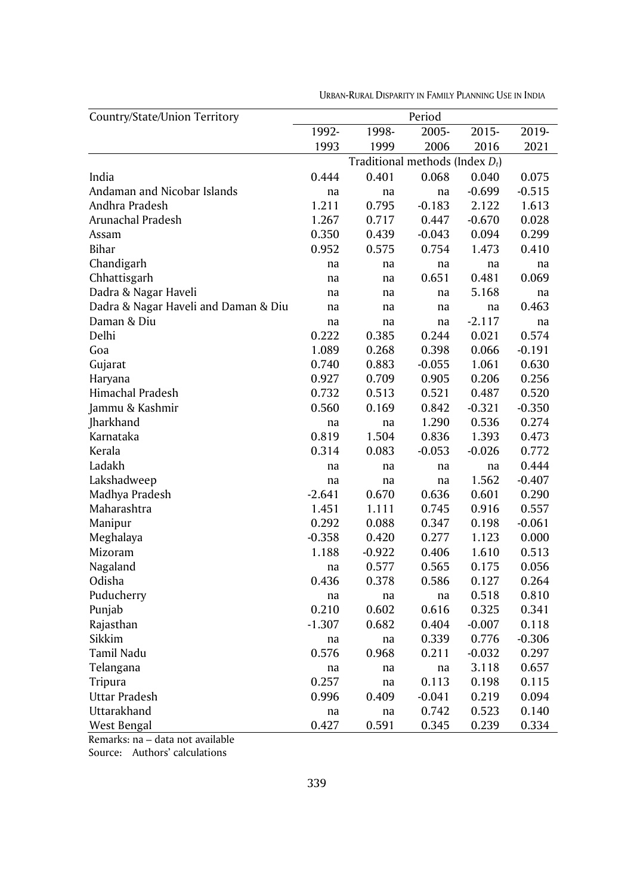| Country/State/Union Territory | Period | | | | |
|---|---|---|---|---|---|
| | 1992-1993 | 1998-1999 | 2005-2006 | 2015-2016 | 2019-2021 |
| | Traditional methods (Index $D_t$) | | | | |
| India | 0.444 | 0.401 | 0.068 | 0.040 | 0.075 |
| Andaman and Nicobar Islands | na | na | na | -0.699 | -0.515 |
| Andhra Pradesh | 1.211 | 0.795 | -0.183 | 2.122 | 1.613 |
| Arunachal Pradesh | 1.267 | 0.717 | 0.447 | -0.670 | 0.028 |
| Assam | 0.350 | 0.439 | -0.043 | 0.094 | 0.299 |
| Bihar | 0.952 | 0.575 | 0.754 | 1.473 | 0.410 |
| Chandigarh | na | na | na | na | na |
| Chhattisgarh | na | na | 0.651 | 0.481 | 0.069 |
| Dadra & Nagar Haveli | na | na | na | 5.168 | na |
| Dadra & Nagar Haveli and Daman & Diu | na | na | na | na | 0.463 |
| Daman & Diu | na | na | na | -2.117 | na |
| Delhi | 0.222 | 0.385 | 0.244 | 0.021 | 0.574 |
| Goa | 1.089 | 0.268 | 0.398 | 0.066 | -0.191 |
| Gujarat | 0.740 | 0.883 | -0.055 | 1.061 | 0.630 |
| Haryana | 0.927 | 0.709 | 0.905 | 0.206 | 0.256 |
| Himachal Pradesh | 0.732 | 0.513 | 0.521 | 0.487 | 0.520 |
| Jammu & Kashmir | 0.560 | 0.169 | 0.842 | -0.321 | -0.350 |
| Jharkhand | na | na | 1.290 | 0.536 | 0.274 |
| Karnataka | 0.819 | 1.504 | 0.836 | 1.393 | 0.473 |
| Kerala | 0.314 | 0.083 | -0.053 | -0.026 | 0.772 |
| Ladakh | na | na | na | na | 0.444 |
| Lakshadweep | na | na | na | 1.562 | -0.407 |
| Madhya Pradesh | -2.641 | 0.670 | 0.636 | 0.601 | 0.290 |
| Maharashtra | 1.451 | 1.111 | 0.745 | 0.916 | 0.557 |
| Manipur | 0.292 | 0.088 | 0.347 | 0.198 | -0.061 |
| Meghalaya | -0.358 | 0.420 | 0.277 | 1.123 | 0.000 |
| Mizoram | 1.188 | -0.922 | 0.406 | 1.610 | 0.513 |
| Nagaland | na | 0.577 | 0.565 | 0.175 | 0.056 |
| Odisha | 0.436 | 0.378 | 0.586 | 0.127 | 0.264 |
| Puducherry | na | na | na | 0.518 | 0.810 |
| Punjab | 0.210 | 0.602 | 0.616 | 0.325 | 0.341 |
| Rajasthan | -1.307 | 0.682 | 0.404 | -0.007 | 0.118 |
| Sikkim | na | na | 0.339 | 0.776 | -0.306 |
| Tamil Nadu | 0.576 | 0.968 | 0.211 | -0.032 | 0.297 |
| Telangana | na | na | na | 3.118 | 0.657 |
| Tripura | 0.257 | na | 0.113 | 0.198 | 0.115 |
| Uttar Pradesh | 0.996 | 0.409 | -0.041 | 0.219 | 0.094 |
| Uttarakhand | na | na | 0.742 | 0.523 | 0.140 |
| West Bengal | 0.427 | 0.591 | 0.345 | 0.239 | 0.334 |

Remarks: na – data not available

Source: Authors' calculations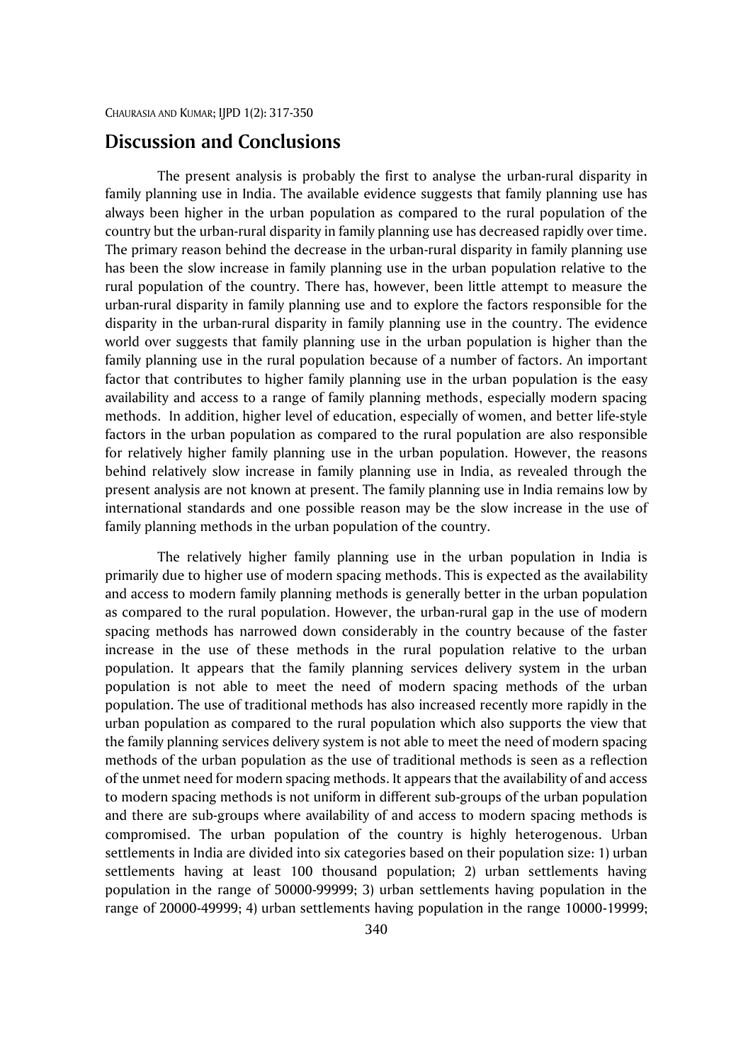## Discussion and Conclusions

The present analysis is probably the first to analyse the urban-rural disparity in family planning use in India. The available evidence suggests that family planning use has always been higher in the urban population as compared to the rural population of the country but the urban-rural disparity in family planning use has decreased rapidly over time. The primary reason behind the decrease in the urban-rural disparity in family planning use has been the slow increase in family planning use in the urban population relative to the rural population of the country. There has, however, been little attempt to measure the urban-rural disparity in family planning use and to explore the factors responsible for the disparity in the urban-rural disparity in family planning use in the country. The evidence world over suggests that family planning use in the urban population is higher than the family planning use in the rural population because of a number of factors. An important factor that contributes to higher family planning use in the urban population is the easy availability and access to a range of family planning methods, especially modern spacing methods. In addition, higher level of education, especially of women, and better life-style factors in the urban population as compared to the rural population are also responsible for relatively higher family planning use in the urban population. However, the reasons behind relatively slow increase in family planning use in India, as revealed through the present analysis are not known at present. The family planning use in India remains low by international standards and one possible reason may be the slow increase in the use of family planning methods in the urban population of the country.

The relatively higher family planning use in the urban population in India is primarily due to higher use of modern spacing methods. This is expected as the availability and access to modern family planning methods is generally better in the urban population as compared to the rural population. However, the urban-rural gap in the use of modern spacing methods has narrowed down considerably in the country because of the faster increase in the use of these methods in the rural population relative to the urban population. It appears that the family planning services delivery system in the urban population is not able to meet the need of modern spacing methods of the urban population. The use of traditional methods has also increased recently more rapidly in the urban population as compared to the rural population which also supports the view that the family planning services delivery system is not able to meet the need of modern spacing methods of the urban population as the use of traditional methods is seen as a reflection of the unmet need for modern spacing methods. It appears that the availability of and access to modern spacing methods is not uniform in different sub-groups of the urban population and there are sub-groups where availability of and access to modern spacing methods is compromised. The urban population of the country is highly heterogenous. Urban settlements in India are divided into six categories based on their population size: 1) urban settlements having at least 100 thousand population; 2) urban settlements having population in the range of 50000-99999; 3) urban settlements having population in the range of 20000-49999; 4) urban settlements having population in the range 10000-19999;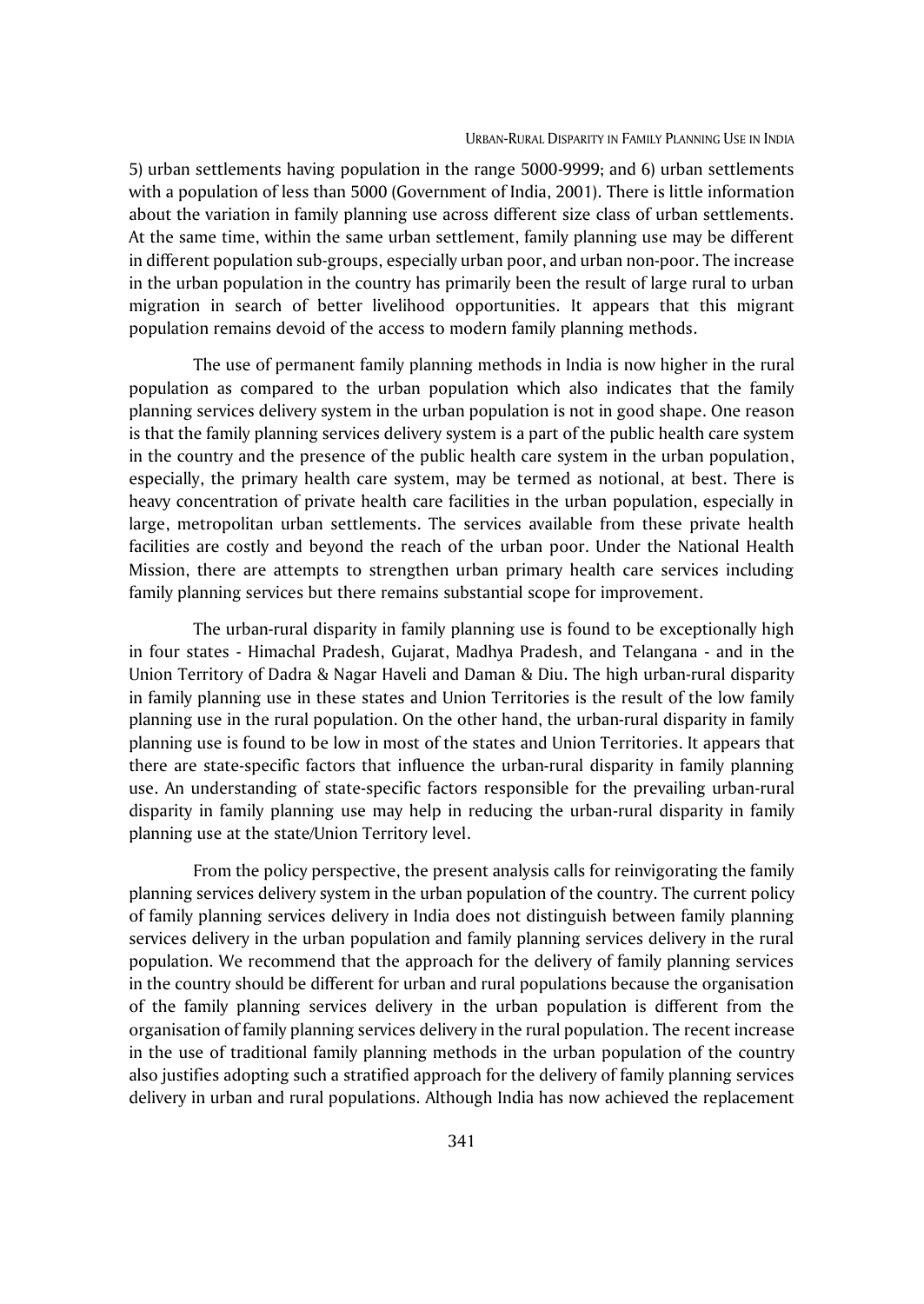5) urban settlements having population in the range 5000-9999; and 6) urban settlements with a population of less than 5000 (Government of India, 2001). There is little information about the variation in family planning use across different size class of urban settlements. At the same time, within the same urban settlement, family planning use may be different in different population sub-groups, especially urban poor, and urban non-poor. The increase in the urban population in the country has primarily been the result of large rural to urban migration in search of better livelihood opportunities. It appears that this migrant population remains devoid of the access to modern family planning methods.

The use of permanent family planning methods in India is now higher in the rural population as compared to the urban population which also indicates that the family planning services delivery system in the urban population is not in good shape. One reason is that the family planning services delivery system is a part of the public health care system in the country and the presence of the public health care system in the urban population, especially, the primary health care system, may be termed as notional, at best. There is heavy concentration of private health care facilities in the urban population, especially in large, metropolitan urban settlements. The services available from these private health facilities are costly and beyond the reach of the urban poor. Under the National Health Mission, there are attempts to strengthen urban primary health care services including family planning services but there remains substantial scope for improvement.

The urban-rural disparity in family planning use is found to be exceptionally high in four states - Himachal Pradesh, Gujarat, Madhya Pradesh, and Telangana - and in the Union Territory of Dadra & Nagar Haveli and Daman & Diu. The high urban-rural disparity in family planning use in these states and Union Territories is the result of the low family planning use in the rural population. On the other hand, the urban-rural disparity in family planning use is found to be low in most of the states and Union Territories. It appears that there are state-specific factors that influence the urban-rural disparity in family planning use. An understanding of state-specific factors responsible for the prevailing urban-rural disparity in family planning use may help in reducing the urban-rural disparity in family planning use at the state/Union Territory level.

From the policy perspective, the present analysis calls for reinvigorating the family planning services delivery system in the urban population of the country. The current policy of family planning services delivery in India does not distinguish between family planning services delivery in the urban population and family planning services delivery in the rural population. We recommend that the approach for the delivery of family planning services in the country should be different for urban and rural populations because the organisation of the family planning services delivery in the urban population is different from the organisation of family planning services delivery in the rural population. The recent increase in the use of traditional family planning methods in the urban population of the country also justifies adopting such a stratified approach for the delivery of family planning services delivery in urban and rural populations. Although India has now achieved the replacement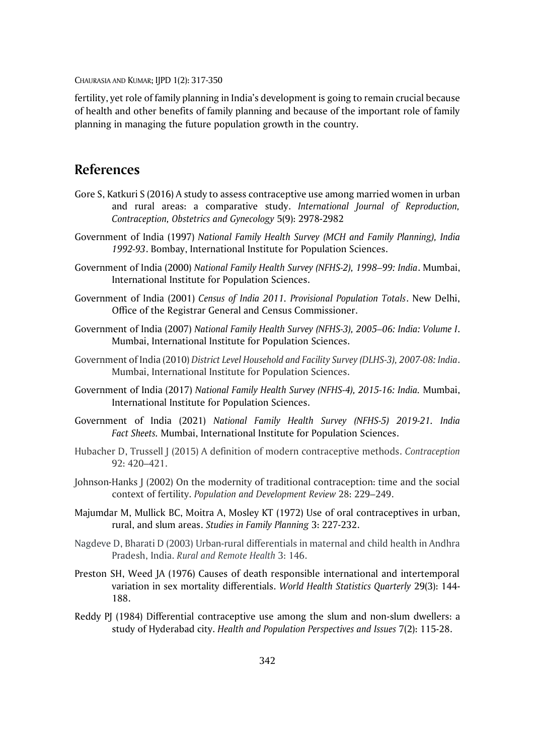fertility, yet role of family planning in India's development is going to remain crucial because of health and other benefits of family planning and because of the important role of family planning in managing the future population growth in the country.

## References

Gore S, Katkuri S (2016) A study to assess contraceptive use among married women in urban and rural areas: a comparative study. *International Journal of Reproduction, Contraception, Obstetrics and Gynecology* 5(9): 2978-2982

Government of India (1997) *National Family Health Survey (MCH and Family Planning), India 1992-93*. Bombay, International Institute for Population Sciences.

Government of India (2000) *National Family Health Survey (NFHS-2), 1998–99: India*. Mumbai, International Institute for Population Sciences.

Government of India (2001) *Census of India 2011. Provisional Population Totals*. New Delhi, Office of the Registrar General and Census Commissioner.

Government of India (2007) *National Family Health Survey (NFHS-3), 2005–06: India: Volume I*. Mumbai, International Institute for Population Sciences.

Government of India (2010) *District Level Household and Facility Survey (DLHS-3), 2007-08: India*. Mumbai, International Institute for Population Sciences.

Government of India (2017) *National Family Health Survey (NFHS-4), 2015-16: India.* Mumbai, International Institute for Population Sciences.

Government of India (2021) *National Family Health Survey (NFHS-5) 2019-21. India Fact Sheets.* Mumbai, International Institute for Population Sciences.

Hubacher D, Trussell J (2015) A definition of modern contraceptive methods. *Contraception* 92: 420–421.

Johnson-Hanks J (2002) On the modernity of traditional contraception: time and the social context of fertility. *Population and Development Review* 28: 229–249.

Majumdar M, Mullick BC, Moitra A, Mosley KT (1972) Use of oral contraceptives in urban, rural, and slum areas. *Studies in Family Planning* 3: 227-232.

Nagdeve D, Bharati D (2003) Urban-rural differentials in maternal and child health in Andhra Pradesh, India. *Rural and Remote Health* 3: 146.

Preston SH, Weed JA (1976) Causes of death responsible international and intertemporal variation in sex mortality differentials. *World Health Statistics Quarterly* 29(3): 144-188.

Reddy PJ (1984) Differential contraceptive use among the slum and non-slum dwellers: a study of Hyderabad city. *Health and Population Perspectives and Issues* 7(2): 115-28.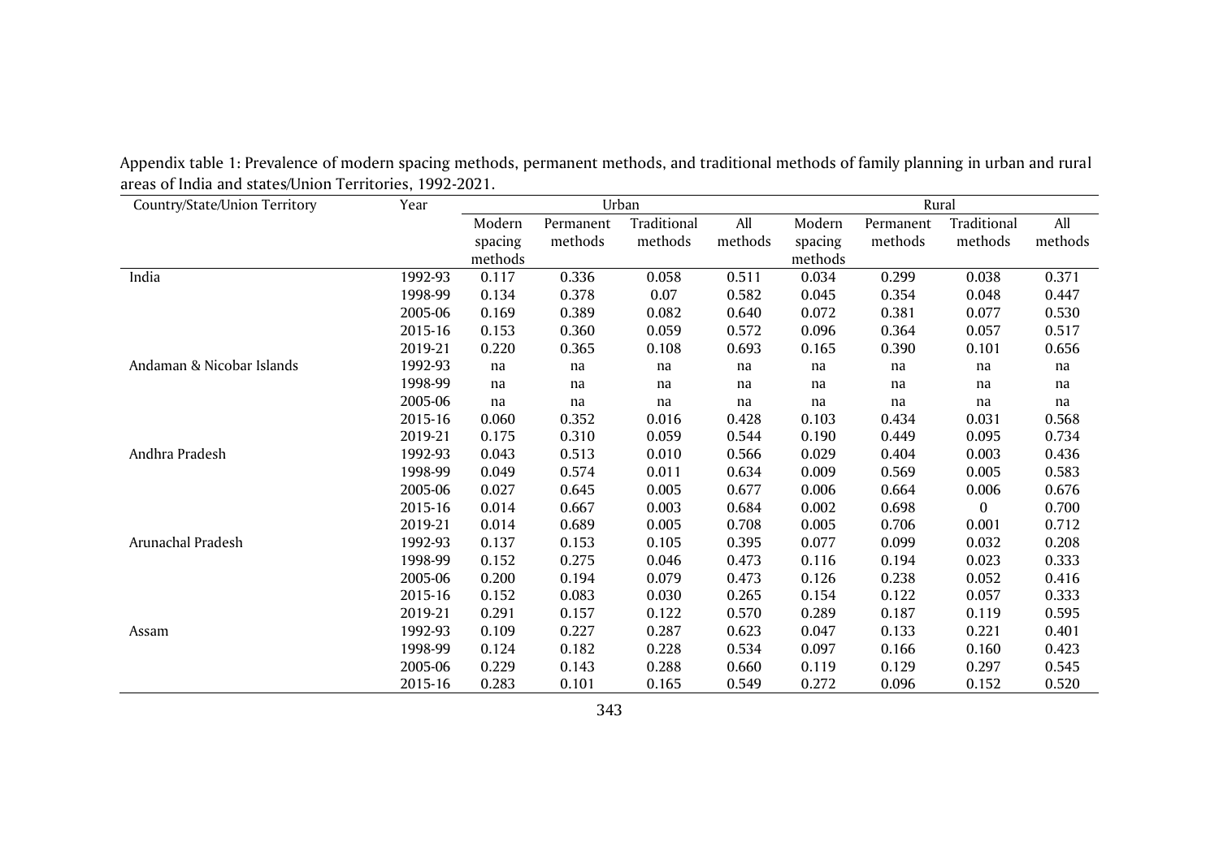Appendix table 1: Prevalence of modern spacing methods, permanent methods, and traditional methods of family planning in urban and rural areas of India and states/Union Territories, 1992-2021.

| Country/State/Union Territory | Year | Urban | | | | Rural | | | |
|---|---|---|---|---|---|---|---|---|---|
| | | Modern spacing methods | Permanent methods | Traditional methods | All methods | Modern spacing methods | Permanent methods | Traditional methods | All methods |
| India | 1992-93 | 0.117 | 0.336 | 0.058 | 0.511 | 0.034 | 0.299 | 0.038 | 0.371 |
| | 1998-99 | 0.134 | 0.378 | 0.07 | 0.582 | 0.045 | 0.354 | 0.048 | 0.447 |
| | 2005-06 | 0.169 | 0.389 | 0.082 | 0.640 | 0.072 | 0.381 | 0.077 | 0.530 |
| | 2015-16 | 0.153 | 0.360 | 0.059 | 0.572 | 0.096 | 0.364 | 0.057 | 0.517 |
| | 2019-21 | 0.220 | 0.365 | 0.108 | 0.693 | 0.165 | 0.390 | 0.101 | 0.656 |
| Andaman & Nicobar Islands | 1992-93 | na | na | na | na | na | na | na | na |
| | 1998-99 | na | na | na | na | na | na | na | na |
| | 2005-06 | na | na | na | na | na | na | na | na |
| | 2015-16 | 0.060 | 0.352 | 0.016 | 0.428 | 0.103 | 0.434 | 0.031 | 0.568 |
| | 2019-21 | 0.175 | 0.310 | 0.059 | 0.544 | 0.190 | 0.449 | 0.095 | 0.734 |
| Andhra Pradesh | 1992-93 | 0.043 | 0.513 | 0.010 | 0.566 | 0.029 | 0.404 | 0.003 | 0.436 |
| | 1998-99 | 0.049 | 0.574 | 0.011 | 0.634 | 0.009 | 0.569 | 0.005 | 0.583 |
| | 2005-06 | 0.027 | 0.645 | 0.005 | 0.677 | 0.006 | 0.664 | 0.006 | 0.676 |
| | 2015-16 | 0.014 | 0.667 | 0.003 | 0.684 | 0.002 | 0.698 | 0 | 0.700 |
| | 2019-21 | 0.014 | 0.689 | 0.005 | 0.708 | 0.005 | 0.706 | 0.001 | 0.712 |
| Arunachal Pradesh | 1992-93 | 0.137 | 0.153 | 0.105 | 0.395 | 0.077 | 0.099 | 0.032 | 0.208 |
| | 1998-99 | 0.152 | 0.275 | 0.046 | 0.473 | 0.116 | 0.194 | 0.023 | 0.333 |
| | 2005-06 | 0.200 | 0.194 | 0.079 | 0.473 | 0.126 | 0.238 | 0.052 | 0.416 |
| | 2015-16 | 0.152 | 0.083 | 0.030 | 0.265 | 0.154 | 0.122 | 0.057 | 0.333 |
| | 2019-21 | 0.291 | 0.157 | 0.122 | 0.570 | 0.289 | 0.187 | 0.119 | 0.595 |
| Assam | 1992-93 | 0.109 | 0.227 | 0.287 | 0.623 | 0.047 | 0.133 | 0.221 | 0.401 |
| | 1998-99 | 0.124 | 0.182 | 0.228 | 0.534 | 0.097 | 0.166 | 0.160 | 0.423 |
| | 2005-06 | 0.229 | 0.143 | 0.288 | 0.660 | 0.119 | 0.129 | 0.297 | 0.545 |
| | 2015-16 | 0.283 | 0.101 | 0.165 | 0.549 | 0.272 | 0.096 | 0.152 | 0.520 |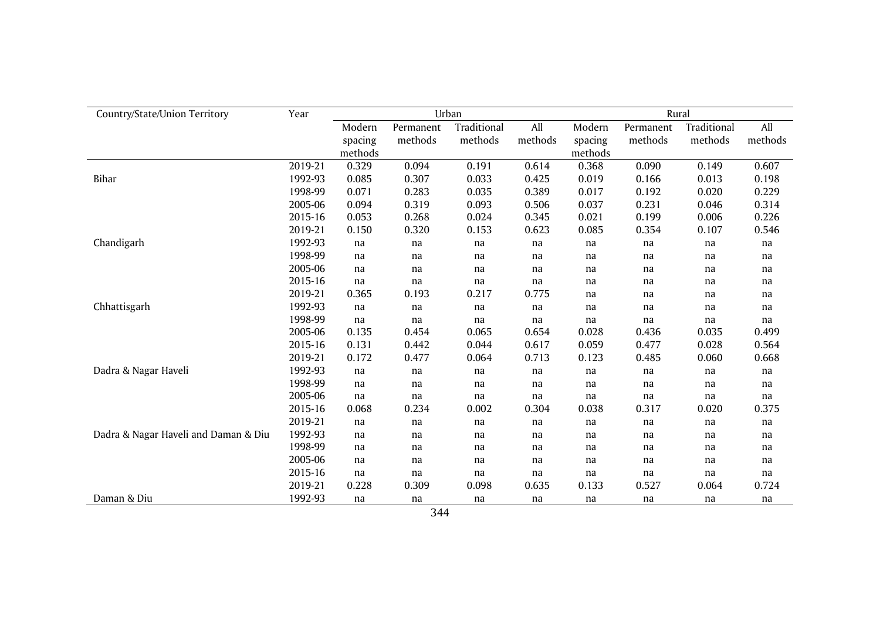| Country/State/Union Territory | Year | Urban | | | | Rural | | | |
|---|---|---|---|---|---|---|---|---|---|
| | | Modern spacing methods | Permanent methods | Traditional methods | All methods | Modern spacing methods | Permanent methods | Traditional methods | All methods |
| | 2019-21 | 0.329 | 0.094 | 0.191 | 0.614 | 0.368 | 0.090 | 0.149 | 0.607 |
| Bihar | 1992-93 | 0.085 | 0.307 | 0.033 | 0.425 | 0.019 | 0.166 | 0.013 | 0.198 |
| | 1998-99 | 0.071 | 0.283 | 0.035 | 0.389 | 0.017 | 0.192 | 0.020 | 0.229 |
| | 2005-06 | 0.094 | 0.319 | 0.093 | 0.506 | 0.037 | 0.231 | 0.046 | 0.314 |
| | 2015-16 | 0.053 | 0.268 | 0.024 | 0.345 | 0.021 | 0.199 | 0.006 | 0.226 |
| | 2019-21 | 0.150 | 0.320 | 0.153 | 0.623 | 0.085 | 0.354 | 0.107 | 0.546 |
| Chandigarh | 1992-93 | na | na | na | na | na | na | na | na |
| | 1998-99 | na | na | na | na | na | na | na | na |
| | 2005-06 | na | na | na | na | na | na | na | na |
| | 2015-16 | na | na | na | na | na | na | na | na |
| | 2019-21 | 0.365 | 0.193 | 0.217 | 0.775 | na | na | na | na |
| Chhattisgarh | 1992-93 | na | na | na | na | na | na | na | na |
| | 1998-99 | na | na | na | na | na | na | na | na |
| | 2005-06 | 0.135 | 0.454 | 0.065 | 0.654 | 0.028 | 0.436 | 0.035 | 0.499 |
| | 2015-16 | 0.131 | 0.442 | 0.044 | 0.617 | 0.059 | 0.477 | 0.028 | 0.564 |
| | 2019-21 | 0.172 | 0.477 | 0.064 | 0.713 | 0.123 | 0.485 | 0.060 | 0.668 |
| Dadra & Nagar Haveli | 1992-93 | na | na | na | na | na | na | na | na |
| | 1998-99 | na | na | na | na | na | na | na | na |
| | 2005-06 | na | na | na | na | na | na | na | na |
| | 2015-16 | 0.068 | 0.234 | 0.002 | 0.304 | 0.038 | 0.317 | 0.020 | 0.375 |
| | 2019-21 | na | na | na | na | na | na | na | na |
| Dadra & Nagar Haveli and Daman & Diu | 1992-93 | na | na | na | na | na | na | na | na |
| | 1998-99 | na | na | na | na | na | na | na | na |
| | 2005-06 | na | na | na | na | na | na | na | na |
| | 2015-16 | na | na | na | na | na | na | na | na |
| | 2019-21 | 0.228 | 0.309 | 0.098 | 0.635 | 0.133 | 0.527 | 0.064 | 0.724 |
| Daman & Diu | 1992-93 | na | na | na | na | na | na | na | na |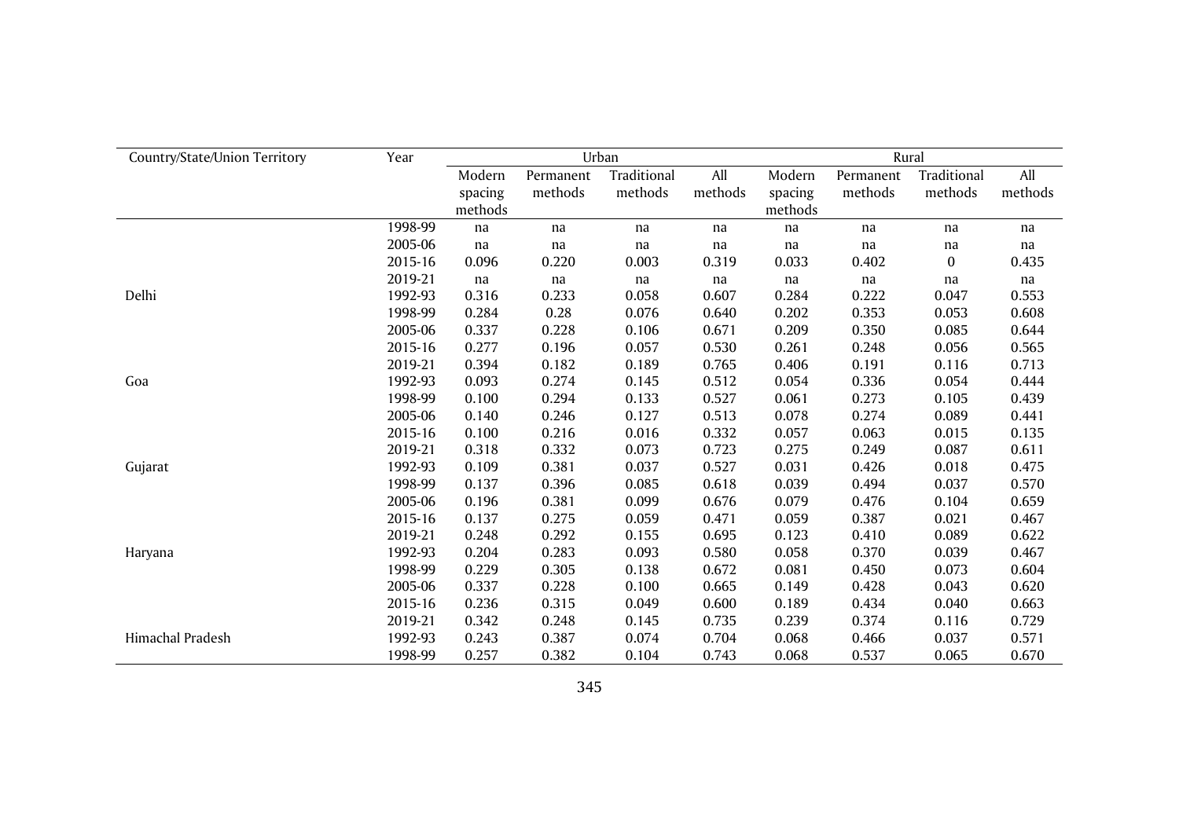| Country/State/Union Territory | Year | Urban | | | | Rural | | | |
|---|---|---|---|---|---|---|---|---|---|
| | | Modern spacing methods | Permanent methods | Traditional methods | All methods | Modern spacing methods | Permanent methods | Traditional methods | All methods |
| | 1998-99 | na | na | na | na | na | na | na | na |
| | 2005-06 | na | na | na | na | na | na | na | na |
| | 2015-16 | 0.096 | 0.220 | 0.003 | 0.319 | 0.033 | 0.402 | 0 | 0.435 |
| | 2019-21 | na | na | na | na | na | na | na | na |
| Delhi | 1992-93 | 0.316 | 0.233 | 0.058 | 0.607 | 0.284 | 0.222 | 0.047 | 0.553 |
| | 1998-99 | 0.284 | 0.28 | 0.076 | 0.640 | 0.202 | 0.353 | 0.053 | 0.608 |
| | 2005-06 | 0.337 | 0.228 | 0.106 | 0.671 | 0.209 | 0.350 | 0.085 | 0.644 |
| | 2015-16 | 0.277 | 0.196 | 0.057 | 0.530 | 0.261 | 0.248 | 0.056 | 0.565 |
| | 2019-21 | 0.394 | 0.182 | 0.189 | 0.765 | 0.406 | 0.191 | 0.116 | 0.713 |
| Goa | 1992-93 | 0.093 | 0.274 | 0.145 | 0.512 | 0.054 | 0.336 | 0.054 | 0.444 |
| | 1998-99 | 0.100 | 0.294 | 0.133 | 0.527 | 0.061 | 0.273 | 0.105 | 0.439 |
| | 2005-06 | 0.140 | 0.246 | 0.127 | 0.513 | 0.078 | 0.274 | 0.089 | 0.441 |
| | 2015-16 | 0.100 | 0.216 | 0.016 | 0.332 | 0.057 | 0.063 | 0.015 | 0.135 |
| | 2019-21 | 0.318 | 0.332 | 0.073 | 0.723 | 0.275 | 0.249 | 0.087 | 0.611 |
| Gujarat | 1992-93 | 0.109 | 0.381 | 0.037 | 0.527 | 0.031 | 0.426 | 0.018 | 0.475 |
| | 1998-99 | 0.137 | 0.396 | 0.085 | 0.618 | 0.039 | 0.494 | 0.037 | 0.570 |
| | 2005-06 | 0.196 | 0.381 | 0.099 | 0.676 | 0.079 | 0.476 | 0.104 | 0.659 |
| | 2015-16 | 0.137 | 0.275 | 0.059 | 0.471 | 0.059 | 0.387 | 0.021 | 0.467 |
| | 2019-21 | 0.248 | 0.292 | 0.155 | 0.695 | 0.123 | 0.410 | 0.089 | 0.622 |
| Haryana | 1992-93 | 0.204 | 0.283 | 0.093 | 0.580 | 0.058 | 0.370 | 0.039 | 0.467 |
| | 1998-99 | 0.229 | 0.305 | 0.138 | 0.672 | 0.081 | 0.450 | 0.073 | 0.604 |
| | 2005-06 | 0.337 | 0.228 | 0.100 | 0.665 | 0.149 | 0.428 | 0.043 | 0.620 |
| | 2015-16 | 0.236 | 0.315 | 0.049 | 0.600 | 0.189 | 0.434 | 0.040 | 0.663 |
| | 2019-21 | 0.342 | 0.248 | 0.145 | 0.735 | 0.239 | 0.374 | 0.116 | 0.729 |
| Himachal Pradesh | 1992-93 | 0.243 | 0.387 | 0.074 | 0.704 | 0.068 | 0.466 | 0.037 | 0.571 |
| | 1998-99 | 0.257 | 0.382 | 0.104 | 0.743 | 0.068 | 0.537 | 0.065 | 0.670 |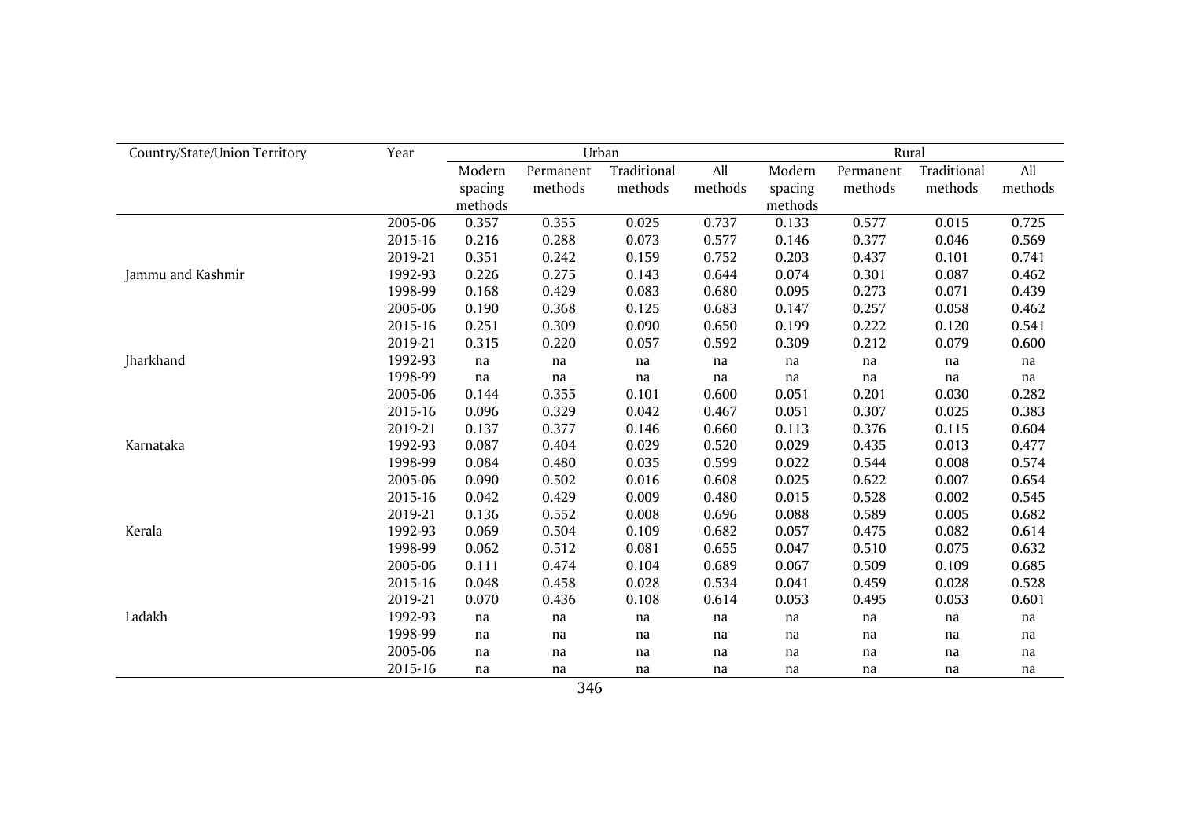| Country/State/Union Territory | Year | Urban | | | | Rural | | | |
|---|---|---|---|---|---|---|---|---|---|
| | | Modern spacing methods | Permanent methods | Traditional methods | All methods | Modern spacing methods | Permanent methods | Traditional methods | All methods |
| | 2005-06 | 0.357 | 0.355 | 0.025 | 0.737 | 0.133 | 0.577 | 0.015 | 0.725 |
| | 2015-16 | 0.216 | 0.288 | 0.073 | 0.577 | 0.146 | 0.377 | 0.046 | 0.569 |
| | 2019-21 | 0.351 | 0.242 | 0.159 | 0.752 | 0.203 | 0.437 | 0.101 | 0.741 |
| Jammu and Kashmir | 1992-93 | 0.226 | 0.275 | 0.143 | 0.644 | 0.074 | 0.301 | 0.087 | 0.462 |
| | 1998-99 | 0.168 | 0.429 | 0.083 | 0.680 | 0.095 | 0.273 | 0.071 | 0.439 |
| | 2005-06 | 0.190 | 0.368 | 0.125 | 0.683 | 0.147 | 0.257 | 0.058 | 0.462 |
| | 2015-16 | 0.251 | 0.309 | 0.090 | 0.650 | 0.199 | 0.222 | 0.120 | 0.541 |
| | 2019-21 | 0.315 | 0.220 | 0.057 | 0.592 | 0.309 | 0.212 | 0.079 | 0.600 |
| Jharkhand | 1992-93 | na | na | na | na | na | na | na | na |
| | 1998-99 | na | na | na | na | na | na | na | na |
| | 2005-06 | 0.144 | 0.355 | 0.101 | 0.600 | 0.051 | 0.201 | 0.030 | 0.282 |
| | 2015-16 | 0.096 | 0.329 | 0.042 | 0.467 | 0.051 | 0.307 | 0.025 | 0.383 |
| | 2019-21 | 0.137 | 0.377 | 0.146 | 0.660 | 0.113 | 0.376 | 0.115 | 0.604 |
| Karnataka | 1992-93 | 0.087 | 0.404 | 0.029 | 0.520 | 0.029 | 0.435 | 0.013 | 0.477 |
| | 1998-99 | 0.084 | 0.480 | 0.035 | 0.599 | 0.022 | 0.544 | 0.008 | 0.574 |
| | 2005-06 | 0.090 | 0.502 | 0.016 | 0.608 | 0.025 | 0.622 | 0.007 | 0.654 |
| | 2015-16 | 0.042 | 0.429 | 0.009 | 0.480 | 0.015 | 0.528 | 0.002 | 0.545 |
| | 2019-21 | 0.136 | 0.552 | 0.008 | 0.696 | 0.088 | 0.589 | 0.005 | 0.682 |
| Kerala | 1992-93 | 0.069 | 0.504 | 0.109 | 0.682 | 0.057 | 0.475 | 0.082 | 0.614 |
| | 1998-99 | 0.062 | 0.512 | 0.081 | 0.655 | 0.047 | 0.510 | 0.075 | 0.632 |
| | 2005-06 | 0.111 | 0.474 | 0.104 | 0.689 | 0.067 | 0.509 | 0.109 | 0.685 |
| | 2015-16 | 0.048 | 0.458 | 0.028 | 0.534 | 0.041 | 0.459 | 0.028 | 0.528 |
| | 2019-21 | 0.070 | 0.436 | 0.108 | 0.614 | 0.053 | 0.495 | 0.053 | 0.601 |
| Ladakh | 1992-93 | na | na | na | na | na | na | na | na |
| | 1998-99 | na | na | na | na | na | na | na | na |
| | 2005-06 | na | na | na | na | na | na | na | na |
| | 2015-16 | na | na | na | na | na | na | na | na |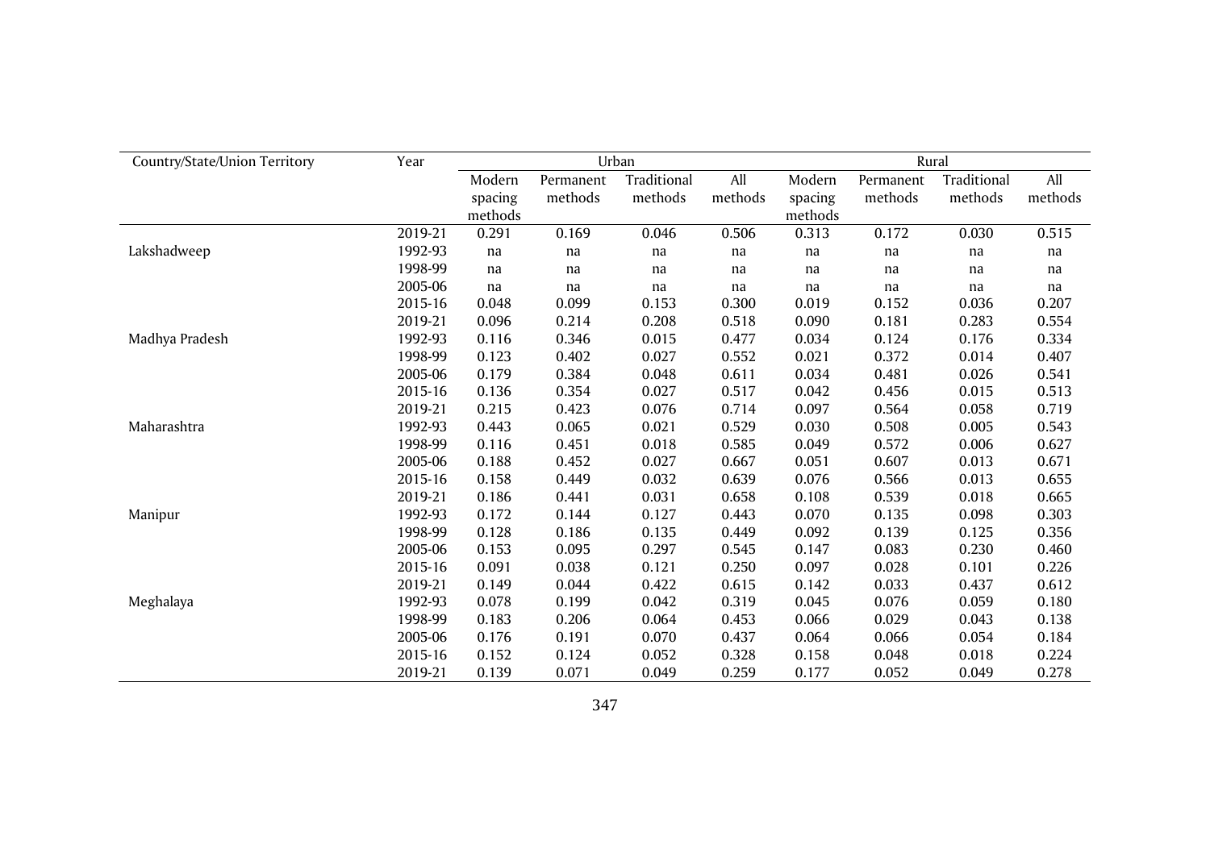| Country/State/Union Territory | Year | Urban | | | | Rural | | | |
|---|---|---|---|---|---|---|---|---|---|
| | | Modern spacing methods | Permanent methods | Traditional methods | All methods | Modern spacing methods | Permanent methods | Traditional methods | All methods |
| | 2019-21 | 0.291 | 0.169 | 0.046 | 0.506 | 0.313 | 0.172 | 0.030 | 0.515 |
| Lakshadweep | 1992-93 | na | na | na | na | na | na | na | na |
| | 1998-99 | na | na | na | na | na | na | na | na |
| | 2005-06 | na | na | na | na | na | na | na | na |
| | 2015-16 | 0.048 | 0.099 | 0.153 | 0.300 | 0.019 | 0.152 | 0.036 | 0.207 |
| | 2019-21 | 0.096 | 0.214 | 0.208 | 0.518 | 0.090 | 0.181 | 0.283 | 0.554 |
| Madhya Pradesh | 1992-93 | 0.116 | 0.346 | 0.015 | 0.477 | 0.034 | 0.124 | 0.176 | 0.334 |
| | 1998-99 | 0.123 | 0.402 | 0.027 | 0.552 | 0.021 | 0.372 | 0.014 | 0.407 |
| | 2005-06 | 0.179 | 0.384 | 0.048 | 0.611 | 0.034 | 0.481 | 0.026 | 0.541 |
| | 2015-16 | 0.136 | 0.354 | 0.027 | 0.517 | 0.042 | 0.456 | 0.015 | 0.513 |
| | 2019-21 | 0.215 | 0.423 | 0.076 | 0.714 | 0.097 | 0.564 | 0.058 | 0.719 |
| Maharashtra | 1992-93 | 0.443 | 0.065 | 0.021 | 0.529 | 0.030 | 0.508 | 0.005 | 0.543 |
| | 1998-99 | 0.116 | 0.451 | 0.018 | 0.585 | 0.049 | 0.572 | 0.006 | 0.627 |
| | 2005-06 | 0.188 | 0.452 | 0.027 | 0.667 | 0.051 | 0.607 | 0.013 | 0.671 |
| | 2015-16 | 0.158 | 0.449 | 0.032 | 0.639 | 0.076 | 0.566 | 0.013 | 0.655 |
| | 2019-21 | 0.186 | 0.441 | 0.031 | 0.658 | 0.108 | 0.539 | 0.018 | 0.665 |
| Manipur | 1992-93 | 0.172 | 0.144 | 0.127 | 0.443 | 0.070 | 0.135 | 0.098 | 0.303 |
| | 1998-99 | 0.128 | 0.186 | 0.135 | 0.449 | 0.092 | 0.139 | 0.125 | 0.356 |
| | 2005-06 | 0.153 | 0.095 | 0.297 | 0.545 | 0.147 | 0.083 | 0.230 | 0.460 |
| | 2015-16 | 0.091 | 0.038 | 0.121 | 0.250 | 0.097 | 0.028 | 0.101 | 0.226 |
| | 2019-21 | 0.149 | 0.044 | 0.422 | 0.615 | 0.142 | 0.033 | 0.437 | 0.612 |
| Meghalaya | 1992-93 | 0.078 | 0.199 | 0.042 | 0.319 | 0.045 | 0.076 | 0.059 | 0.180 |
| | 1998-99 | 0.183 | 0.206 | 0.064 | 0.453 | 0.066 | 0.029 | 0.043 | 0.138 |
| | 2005-06 | 0.176 | 0.191 | 0.070 | 0.437 | 0.064 | 0.066 | 0.054 | 0.184 |
| | 2015-16 | 0.152 | 0.124 | 0.052 | 0.328 | 0.158 | 0.048 | 0.018 | 0.224 |
| | 2019-21 | 0.139 | 0.071 | 0.049 | 0.259 | 0.177 | 0.052 | 0.049 | 0.278 |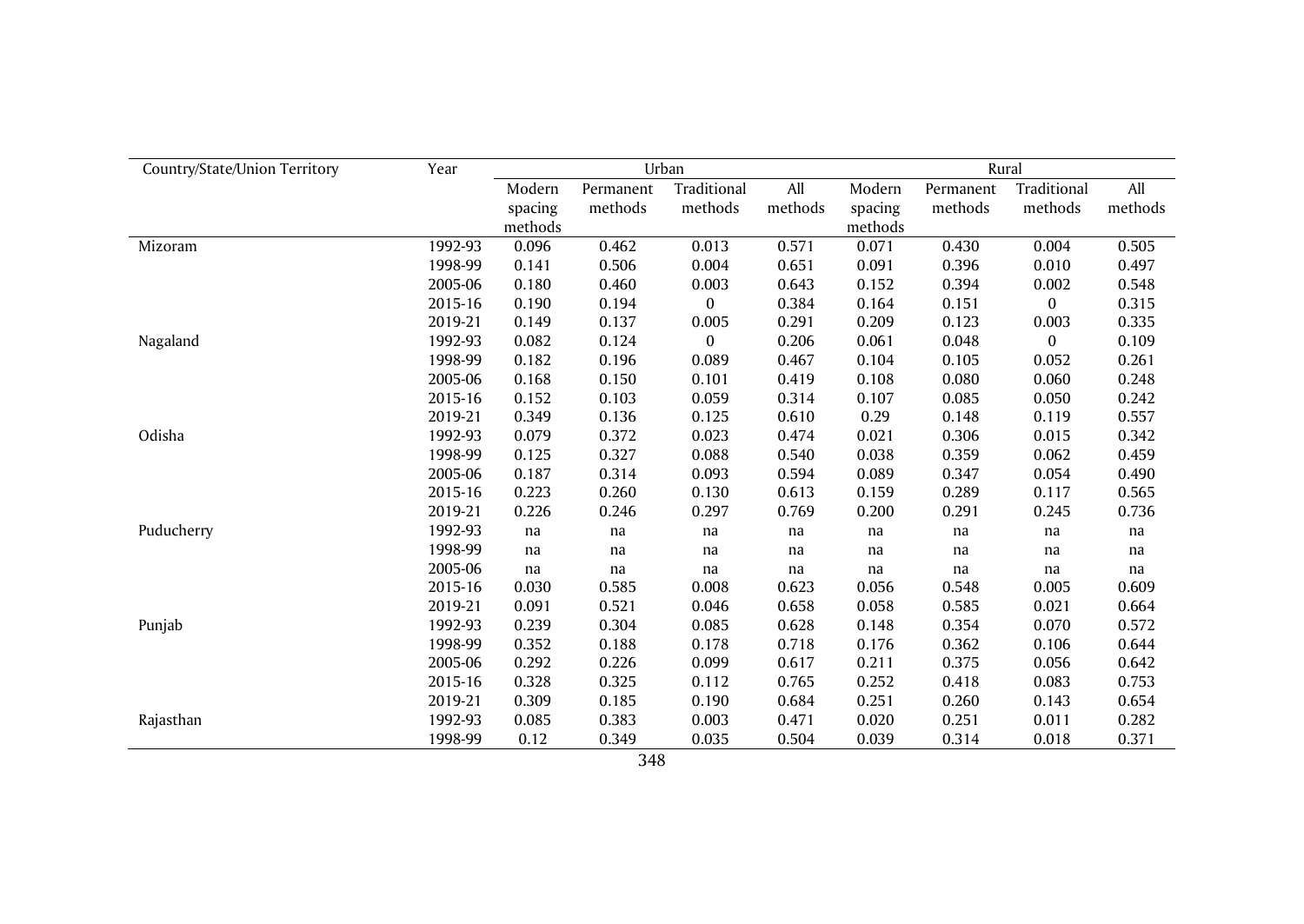| Country/State/Union Territory | Year | Urban | | | | Rural | | | |
|---|---|---|---|---|---|---|---|---|---|
| | | Modern spacing methods | Permanent methods | Traditional methods | All methods | Modern spacing methods | Permanent methods | Traditional methods | All methods |
| Mizoram | 1992-93 | 0.096 | 0.462 | 0.013 | 0.571 | 0.071 | 0.430 | 0.004 | 0.505 |
| | 1998-99 | 0.141 | 0.506 | 0.004 | 0.651 | 0.091 | 0.396 | 0.010 | 0.497 |
| | 2005-06 | 0.180 | 0.460 | 0.003 | 0.643 | 0.152 | 0.394 | 0.002 | 0.548 |
| | 2015-16 | 0.190 | 0.194 | 0 | 0.384 | 0.164 | 0.151 | 0 | 0.315 |
| | 2019-21 | 0.149 | 0.137 | 0.005 | 0.291 | 0.209 | 0.123 | 0.003 | 0.335 |
| Nagaland | 1992-93 | 0.082 | 0.124 | 0 | 0.206 | 0.061 | 0.048 | 0 | 0.109 |
| | 1998-99 | 0.182 | 0.196 | 0.089 | 0.467 | 0.104 | 0.105 | 0.052 | 0.261 |
| | 2005-06 | 0.168 | 0.150 | 0.101 | 0.419 | 0.108 | 0.080 | 0.060 | 0.248 |
| | 2015-16 | 0.152 | 0.103 | 0.059 | 0.314 | 0.107 | 0.085 | 0.050 | 0.242 |
| | 2019-21 | 0.349 | 0.136 | 0.125 | 0.610 | 0.29 | 0.148 | 0.119 | 0.557 |
| Odisha | 1992-93 | 0.079 | 0.372 | 0.023 | 0.474 | 0.021 | 0.306 | 0.015 | 0.342 |
| | 1998-99 | 0.125 | 0.327 | 0.088 | 0.540 | 0.038 | 0.359 | 0.062 | 0.459 |
| | 2005-06 | 0.187 | 0.314 | 0.093 | 0.594 | 0.089 | 0.347 | 0.054 | 0.490 |
| | 2015-16 | 0.223 | 0.260 | 0.130 | 0.613 | 0.159 | 0.289 | 0.117 | 0.565 |
| | 2019-21 | 0.226 | 0.246 | 0.297 | 0.769 | 0.200 | 0.291 | 0.245 | 0.736 |
| Puducherry | 1992-93 | na | na | na | na | na | na | na | na |
| | 1998-99 | na | na | na | na | na | na | na | na |
| | 2005-06 | na | na | na | na | na | na | na | na |
| | 2015-16 | 0.030 | 0.585 | 0.008 | 0.623 | 0.056 | 0.548 | 0.005 | 0.609 |
| | 2019-21 | 0.091 | 0.521 | 0.046 | 0.658 | 0.058 | 0.585 | 0.021 | 0.664 |
| Punjab | 1992-93 | 0.239 | 0.304 | 0.085 | 0.628 | 0.148 | 0.354 | 0.070 | 0.572 |
| | 1998-99 | 0.352 | 0.188 | 0.178 | 0.718 | 0.176 | 0.362 | 0.106 | 0.644 |
| | 2005-06 | 0.292 | 0.226 | 0.099 | 0.617 | 0.211 | 0.375 | 0.056 | 0.642 |
| | 2015-16 | 0.328 | 0.325 | 0.112 | 0.765 | 0.252 | 0.418 | 0.083 | 0.753 |
| | 2019-21 | 0.309 | 0.185 | 0.190 | 0.684 | 0.251 | 0.260 | 0.143 | 0.654 |
| Rajasthan | 1992-93 | 0.085 | 0.383 | 0.003 | 0.471 | 0.020 | 0.251 | 0.011 | 0.282 |
| | 1998-99 | 0.12 | 0.349 | 0.035 | 0.504 | 0.039 | 0.314 | 0.018 | 0.371 |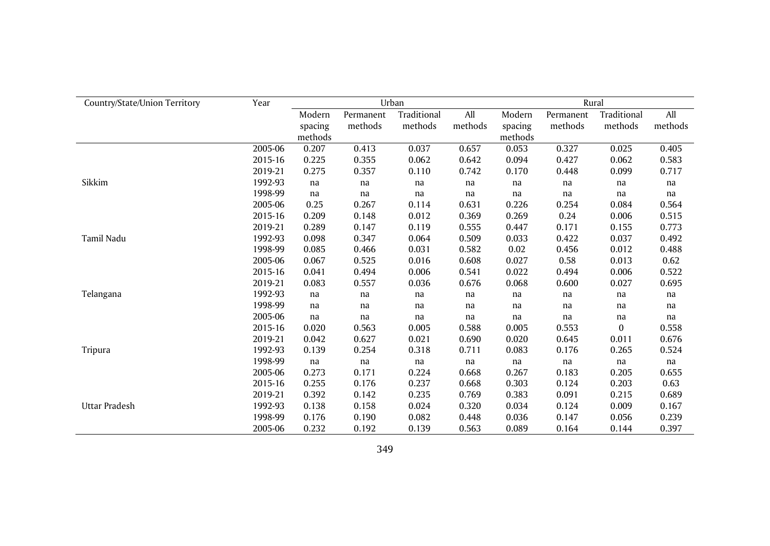| Country/State/Union Territory | Year | Urban | | | | Rural | | | |
|---|---|---|---|---|---|---|---|---|---|
| | | Modern spacing methods | Permanent methods | Traditional methods | All methods | Modern spacing methods | Permanent methods | Traditional methods | All methods |
| | 2005-06 | 0.207 | 0.413 | 0.037 | 0.657 | 0.053 | 0.327 | 0.025 | 0.405 |
| | 2015-16 | 0.225 | 0.355 | 0.062 | 0.642 | 0.094 | 0.427 | 0.062 | 0.583 |
| | 2019-21 | 0.275 | 0.357 | 0.110 | 0.742 | 0.170 | 0.448 | 0.099 | 0.717 |
| Sikkim | 1992-93 | na | na | na | na | na | na | na | na |
| | 1998-99 | na | na | na | na | na | na | na | na |
| | 2005-06 | 0.25 | 0.267 | 0.114 | 0.631 | 0.226 | 0.254 | 0.084 | 0.564 |
| | 2015-16 | 0.209 | 0.148 | 0.012 | 0.369 | 0.269 | 0.24 | 0.006 | 0.515 |
| | 2019-21 | 0.289 | 0.147 | 0.119 | 0.555 | 0.447 | 0.171 | 0.155 | 0.773 |
| Tamil Nadu | 1992-93 | 0.098 | 0.347 | 0.064 | 0.509 | 0.033 | 0.422 | 0.037 | 0.492 |
| | 1998-99 | 0.085 | 0.466 | 0.031 | 0.582 | 0.02 | 0.456 | 0.012 | 0.488 |
| | 2005-06 | 0.067 | 0.525 | 0.016 | 0.608 | 0.027 | 0.58 | 0.013 | 0.62 |
| | 2015-16 | 0.041 | 0.494 | 0.006 | 0.541 | 0.022 | 0.494 | 0.006 | 0.522 |
| | 2019-21 | 0.083 | 0.557 | 0.036 | 0.676 | 0.068 | 0.600 | 0.027 | 0.695 |
| Telangana | 1992-93 | na | na | na | na | na | na | na | na |
| | 1998-99 | na | na | na | na | na | na | na | na |
| | 2005-06 | na | na | na | na | na | na | na | na |
| | 2015-16 | 0.020 | 0.563 | 0.005 | 0.588 | 0.005 | 0.553 | 0 | 0.558 |
| | 2019-21 | 0.042 | 0.627 | 0.021 | 0.690 | 0.020 | 0.645 | 0.011 | 0.676 |
| Tripura | 1992-93 | 0.139 | 0.254 | 0.318 | 0.711 | 0.083 | 0.176 | 0.265 | 0.524 |
| | 1998-99 | na | na | na | na | na | na | na | na |
| | 2005-06 | 0.273 | 0.171 | 0.224 | 0.668 | 0.267 | 0.183 | 0.205 | 0.655 |
| | 2015-16 | 0.255 | 0.176 | 0.237 | 0.668 | 0.303 | 0.124 | 0.203 | 0.63 |
| | 2019-21 | 0.392 | 0.142 | 0.235 | 0.769 | 0.383 | 0.091 | 0.215 | 0.689 |
| Uttar Pradesh | 1992-93 | 0.138 | 0.158 | 0.024 | 0.320 | 0.034 | 0.124 | 0.009 | 0.167 |
| | 1998-99 | 0.176 | 0.190 | 0.082 | 0.448 | 0.036 | 0.147 | 0.056 | 0.239 |
| | 2005-06 | 0.232 | 0.192 | 0.139 | 0.563 | 0.089 | 0.164 | 0.144 | 0.397 |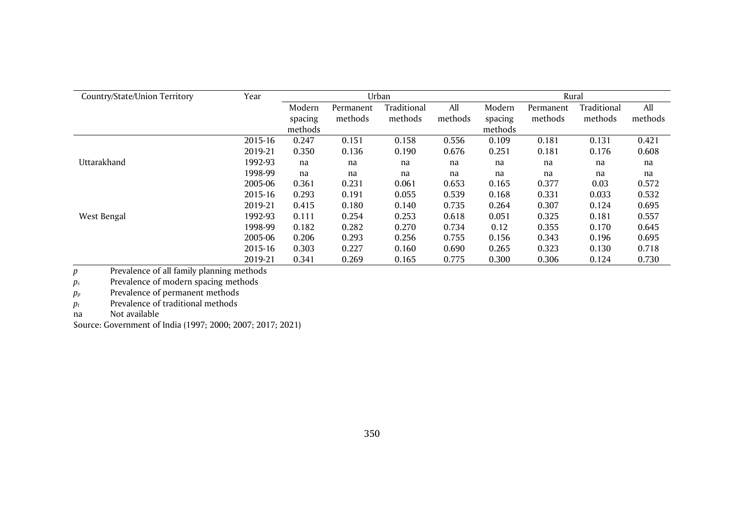| Country/State/Union Territory | Year | Urban | | | | Rural | | | |
|---|---|---|---|---|---|---|---|---|---|
| | | Modern spacing methods | Permanent methods | Traditional methods | All methods | Modern spacing methods | Permanent methods | Traditional methods | All methods |
| | 2015-16 | 0.247 | 0.151 | 0.158 | 0.556 | 0.109 | 0.181 | 0.131 | 0.421 |
| | 2019-21 | 0.350 | 0.136 | 0.190 | 0.676 | 0.251 | 0.181 | 0.176 | 0.608 |
| Uttarakhand | 1992-93 | na | na | na | na | na | na | na | na |
| | 1998-99 | na | na | na | na | na | na | na | na |
| | 2005-06 | 0.361 | 0.231 | 0.061 | 0.653 | 0.165 | 0.377 | 0.03 | 0.572 |
| | 2015-16 | 0.293 | 0.191 | 0.055 | 0.539 | 0.168 | 0.331 | 0.033 | 0.532 |
| | 2019-21 | 0.415 | 0.180 | 0.140 | 0.735 | 0.264 | 0.307 | 0.124 | 0.695 |
| West Bengal | 1992-93 | 0.111 | 0.254 | 0.253 | 0.618 | 0.051 | 0.325 | 0.181 | 0.557 |
| | 1998-99 | 0.182 | 0.282 | 0.270 | 0.734 | 0.12 | 0.355 | 0.170 | 0.645 |
| | 2005-06 | 0.206 | 0.293 | 0.256 | 0.755 | 0.156 | 0.343 | 0.196 | 0.695 |
| | 2015-16 | 0.303 | 0.227 | 0.160 | 0.690 | 0.265 | 0.323 | 0.130 | 0.718 |
| | 2019-21 | 0.341 | 0.269 | 0.165 | 0.775 | 0.300 | 0.306 | 0.124 | 0.730 |

$p$ Prevalence of all family planning methods

$p_s$ Prevalence of modern spacing methods

$p_p$ Prevalence of permanent methods

$p_t$ Prevalence of traditional methods

na Not available

Source: Government of India (1997; 2000; 2007; 2017; 2021)